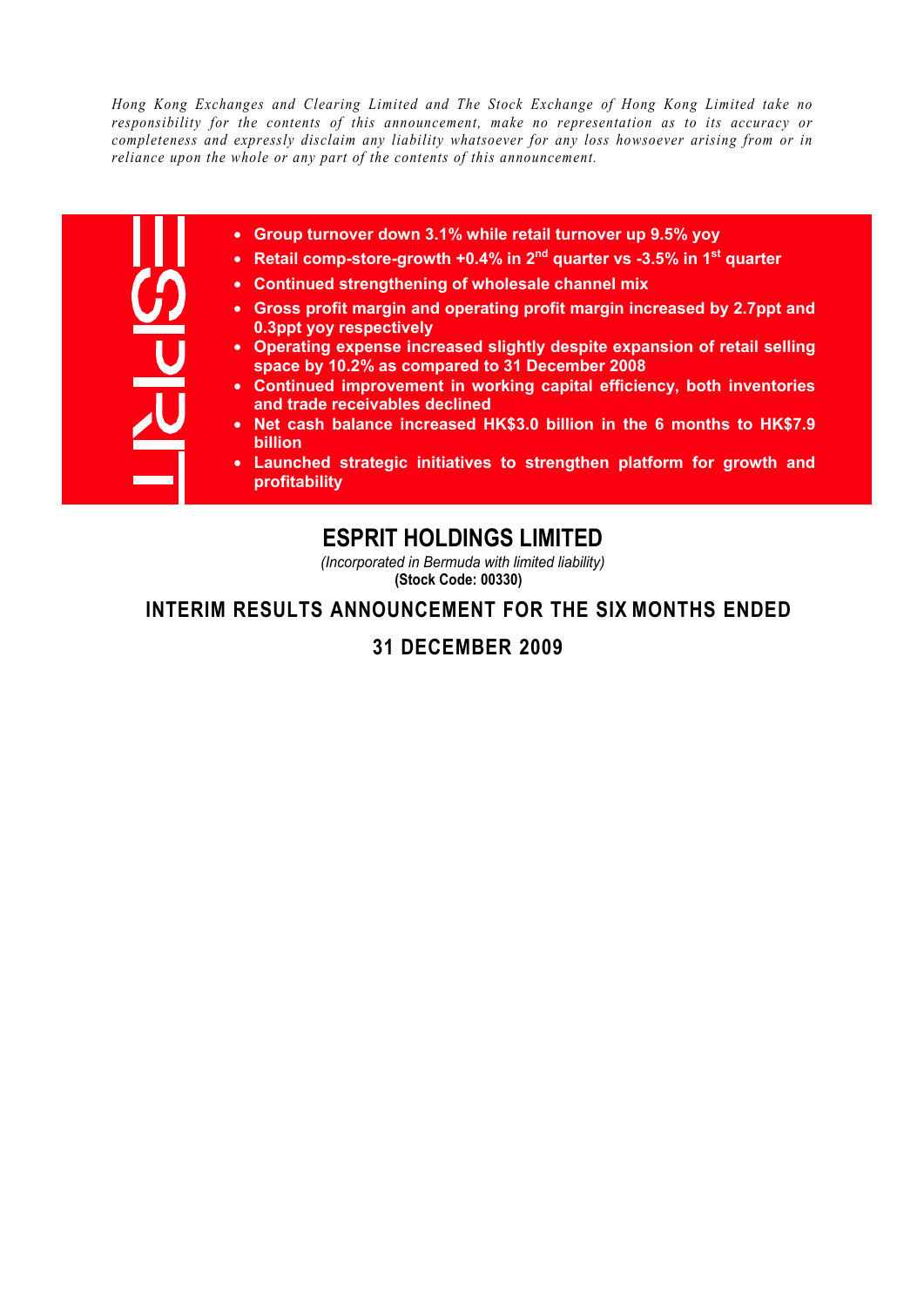*Hong Kong Exchanges and Clearing Limited and The Stock Exchange of Hong Kong Limited take no responsibility for the contents of this announcement, make no representation as to its accuracy or completeness and expressly disclaim any liability whatsoever for any loss howsoever arising from or in reliance upon the whole or any part of the contents of this announcement.*

- **Group turnover down 3.1% while retail turnover up 9.5% yoy**
- **Retail comp-store-growth +0.4% in 2nd quarter vs -3.5% in 1st quarter**
- **Continued strengthening of wholesale channel mix**
- **Gross profit margin and operating profit margin increased by 2.7ppt and 0.3ppt yoy respectively**
- **Operating expense increased slightly despite expansion of retail selling space by 10.2% as compared to 31 December 2008**
- **Continued improvement in working capital efficiency, both inventories and trade receivables declined**
- **Net cash balance increased HK$3.0 billion in the 6 months to HK$7.9 billion**
- **Launched strategic initiatives to strengthen platform for growth and profitability**

# ESPRIT HOLDINGS LIMITED

*(Incorporated in Bermuda with limited liability)*
**(Stock Code: 00330)**

## INTERIM RESULTS ANNOUNCEMENT FOR THE SIX MONTHS ENDED 31 DECEMBER 2009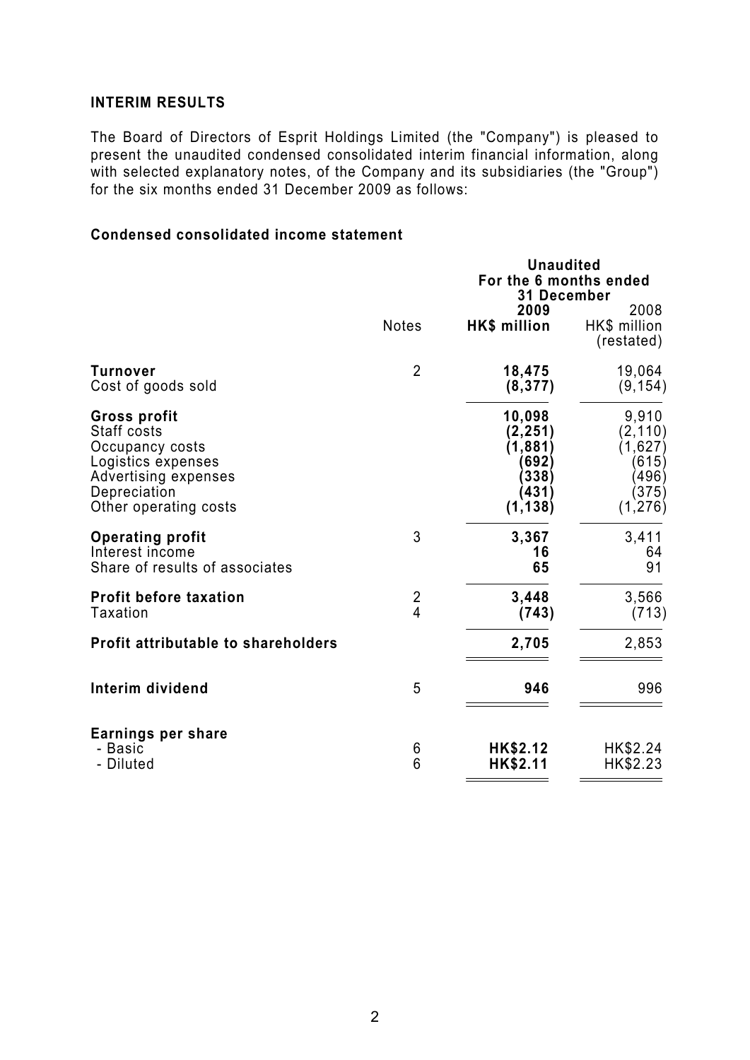## INTERIM RESULTS

The Board of Directors of Esprit Holdings Limited (the "Company") is pleased to present the unaudited condensed consolidated interim financial information, along with selected explanatory notes, of the Company and its subsidiaries (the "Group") for the six months ended 31 December 2009 as follows:

### Condensed consolidated income statement

| | Notes | Unaudited For the 6 months ended 31 December 2009 HK$ million | 2008 HK$ million (restated) |
|---|---|---|---|
| **Turnover** | 2 | **18,475** | 19,064 |
| Cost of goods sold | | **(8,377)** | (9,154) |
| **Gross profit** | | **10,098** | 9,910 |
| Staff costs | | **(2,251)** | (2,110) |
| Occupancy costs | | **(1,881)** | (1,627) |
| Logistics expenses | | **(692)** | (615) |
| Advertising expenses | | **(338)** | (496) |
| Depreciation | | **(431)** | (375) |
| Other operating costs | | **(1,138)** | (1,276) |
| **Operating profit** | 3 | **3,367** | 3,411 |
| Interest income | | **16** | 64 |
| Share of results of associates | | **65** | 91 |
| **Profit before taxation** | 2 | **3,448** | 3,566 |
| Taxation | 4 | **(743)** | (713) |
| **Profit attributable to shareholders** | | **2,705** | 2,853 |
| **Interim dividend** | 5 | **946** | 996 |
| **Earnings per share** | | | |
| - Basic | 6 | **HK$2.12** | HK$2.24 |
| - Diluted | 6 | **HK$2.11** | HK$2.23 |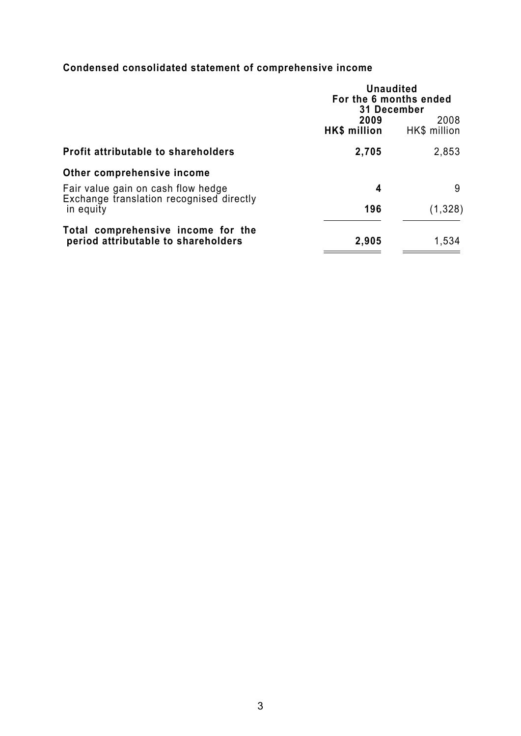**Condensed consolidated statement of comprehensive income**

| | Unaudited For the 6 months ended 31 December | |
|---|---|---|
| | **2009** | 2008 |
| | **HK$ million** | HK$ million |
| **Profit attributable to shareholders** | **2,705** | 2,853 |
| **Other comprehensive income** | | |
| Fair value gain on cash flow hedge | **4** | 9 |
| Exchange translation recognised directly in equity | **196** | (1,328) |
| **Total comprehensive income for the period attributable to shareholders** | **2,905** | 1,534 |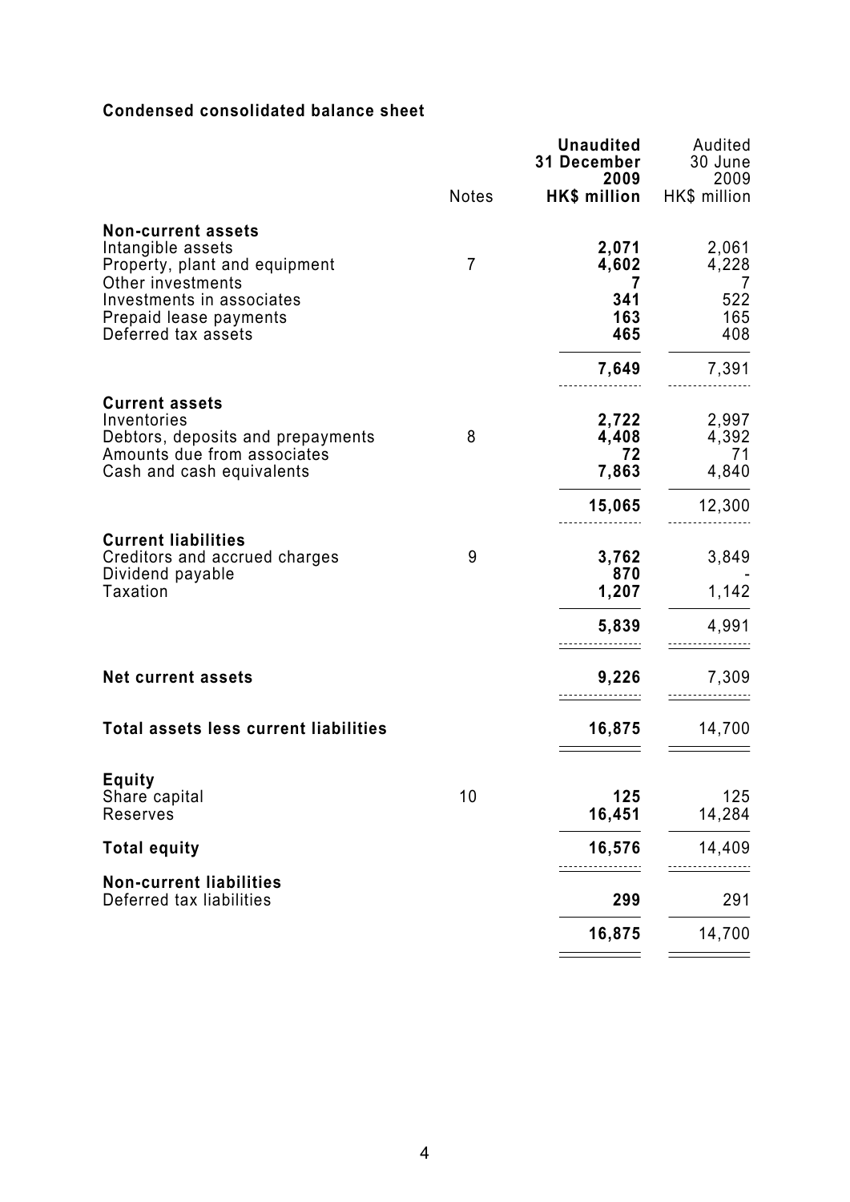**Condensed consolidated balance sheet**

| | Notes | **Unaudited 31 December 2009 HK$ million** | Audited 30 June 2009 HK$ million |
|---|---|---|---|
| **Non-current assets** | | | |
| Intangible assets | | **2,071** | 2,061 |
| Property, plant and equipment | 7 | **4,602** | 4,228 |
| Other investments | | **7** | 7 |
| Investments in associates | | **341** | 522 |
| Prepaid lease payments | | **163** | 165 |
| Deferred tax assets | | **465** | 408 |
| | | **7,649** | 7,391 |
| **Current assets** | | | |
| Inventories | | **2,722** | 2,997 |
| Debtors, deposits and prepayments | 8 | **4,408** | 4,392 |
| Amounts due from associates | | **72** | 71 |
| Cash and cash equivalents | | **7,863** | 4,840 |
| | | **15,065** | 12,300 |
| **Current liabilities** | | | |
| Creditors and accrued charges | 9 | **3,762** | 3,849 |
| Dividend payable | | **870** | - |
| Taxation | | **1,207** | 1,142 |
| | | **5,839** | 4,991 |
| **Net current assets** | | **9,226** | 7,309 |
| **Total assets less current liabilities** | | **16,875** | 14,700 |
| **Equity** | | | |
| Share capital | 10 | **125** | 125 |
| Reserves | | **16,451** | 14,284 |
| **Total equity** | | **16,576** | 14,409 |
| **Non-current liabilities** | | | |
| Deferred tax liabilities | | **299** | 291 |
| | | **16,875** | 14,700 |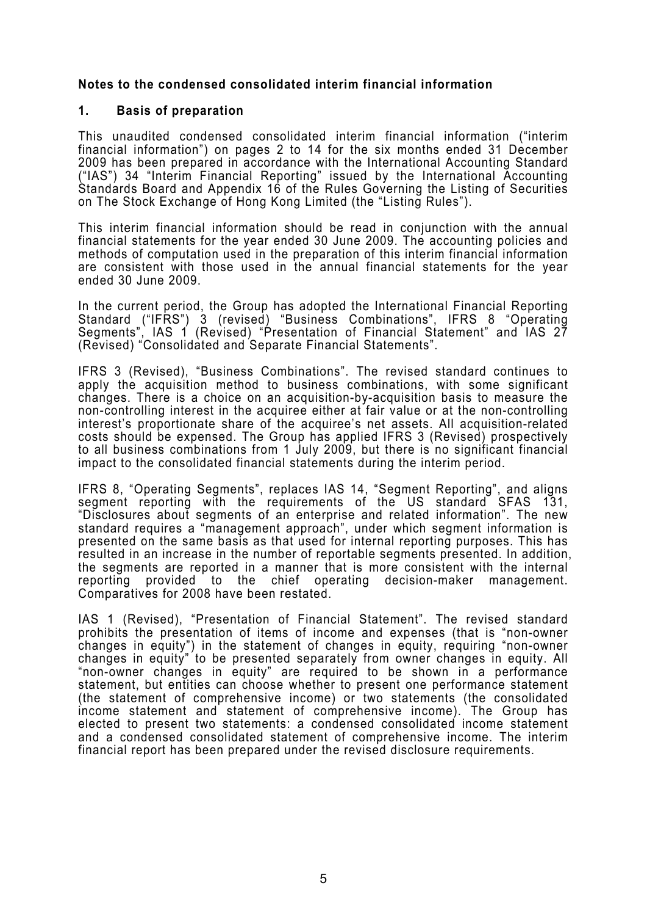**Notes to the condensed consolidated interim financial information**

**1. Basis of preparation**

This unaudited condensed consolidated interim financial information ("interim financial information") on pages 2 to 14 for the six months ended 31 December 2009 has been prepared in accordance with the International Accounting Standard ("IAS") 34 "Interim Financial Reporting" issued by the International Accounting Standards Board and Appendix 16 of the Rules Governing the Listing of Securities on The Stock Exchange of Hong Kong Limited (the "Listing Rules").

This interim financial information should be read in conjunction with the annual financial statements for the year ended 30 June 2009. The accounting policies and methods of computation used in the preparation of this interim financial information are consistent with those used in the annual financial statements for the year ended 30 June 2009.

In the current period, the Group has adopted the International Financial Reporting Standard ("IFRS") 3 (revised) "Business Combinations", IFRS 8 "Operating Segments", IAS 1 (Revised) "Presentation of Financial Statement" and IAS 27 (Revised) "Consolidated and Separate Financial Statements".

IFRS 3 (Revised), "Business Combinations". The revised standard continues to apply the acquisition method to business combinations, with some significant changes. There is a choice on an acquisition-by-acquisition basis to measure the non-controlling interest in the acquiree either at fair value or at the non-controlling interest's proportionate share of the acquiree's net assets. All acquisition-related costs should be expensed. The Group has applied IFRS 3 (Revised) prospectively to all business combinations from 1 July 2009, but there is no significant financial impact to the consolidated financial statements during the interim period.

IFRS 8, "Operating Segments", replaces IAS 14, "Segment Reporting", and aligns segment reporting with the requirements of the US standard SFAS 131, "Disclosures about segments of an enterprise and related information". The new standard requires a "management approach", under which segment information is presented on the same basis as that used for internal reporting purposes. This has resulted in an increase in the number of reportable segments presented. In addition, the segments are reported in a manner that is more consistent with the internal reporting provided to the chief operating decision-maker management. Comparatives for 2008 have been restated.

IAS 1 (Revised), "Presentation of Financial Statement". The revised standard prohibits the presentation of items of income and expenses (that is "non-owner changes in equity") in the statement of changes in equity, requiring "non-owner changes in equity" to be presented separately from owner changes in equity. All "non-owner changes in equity" are required to be shown in a performance statement, but entities can choose whether to present one performance statement (the statement of comprehensive income) or two statements (the consolidated income statement and statement of comprehensive income). The Group has elected to present two statements: a condensed consolidated income statement and a condensed consolidated statement of comprehensive income. The interim financial report has been prepared under the revised disclosure requirements.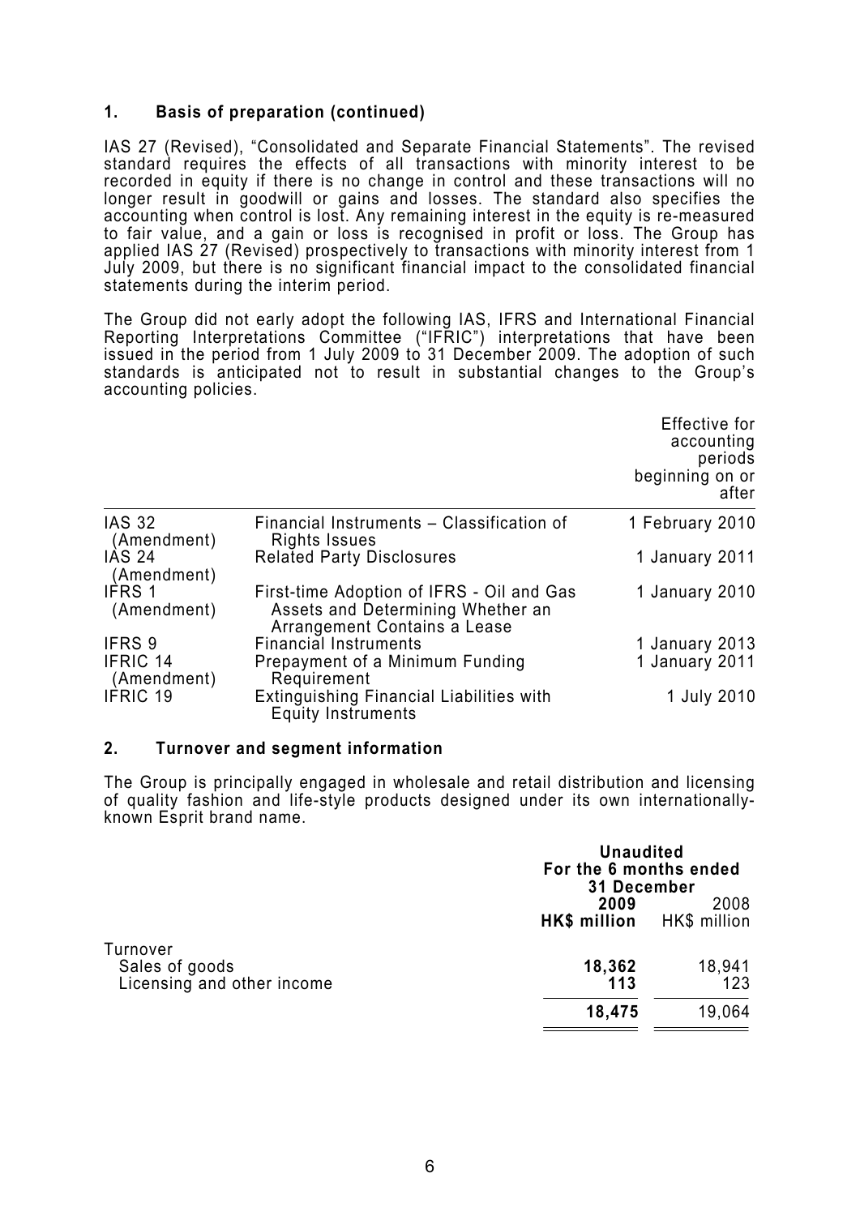## 1. Basis of preparation (continued)

IAS 27 (Revised), "Consolidated and Separate Financial Statements". The revised standard requires the effects of all transactions with minority interest to be recorded in equity if there is no change in control and these transactions will no longer result in goodwill or gains and losses. The standard also specifies the accounting when control is lost. Any remaining interest in the equity is re-measured to fair value, and a gain or loss is recognised in profit or loss. The Group has applied IAS 27 (Revised) prospectively to transactions with minority interest from 1 July 2009, but there is no significant financial impact to the consolidated financial statements during the interim period.

The Group did not early adopt the following IAS, IFRS and International Financial Reporting Interpretations Committee ("IFRIC") interpretations that have been issued in the period from 1 July 2009 to 31 December 2009. The adoption of such standards is anticipated not to result in substantial changes to the Group's accounting policies.

| | | Effective for accounting periods beginning on or after |
|---|---|---|
| IAS 32 (Amendment) | Financial Instruments – Classification of Rights Issues | 1 February 2010 |
| IAS 24 (Amendment) | Related Party Disclosures | 1 January 2011 |
| IFRS 1 (Amendment) | First-time Adoption of IFRS - Oil and Gas Assets and Determining Whether an Arrangement Contains a Lease | 1 January 2010 |
| IFRS 9 | Financial Instruments | 1 January 2013 |
| IFRIC 14 (Amendment) | Prepayment of a Minimum Funding Requirement | 1 January 2011 |
| IFRIC 19 | Extinguishing Financial Liabilities with Equity Instruments | 1 July 2010 |

## 2. Turnover and segment information

The Group is principally engaged in wholesale and retail distribution and licensing of quality fashion and life-style products designed under its own internationally-known Esprit brand name.

| | **Unaudited For the 6 months ended 31 December** | |
|---|---|---|
| | **2009** | 2008 |
| | **HK$ million** | HK$ million |
| Turnover | | |
| Sales of goods | **18,362** | 18,941 |
| Licensing and other income | **113** | 123 |
| | **18,475** | 19,064 |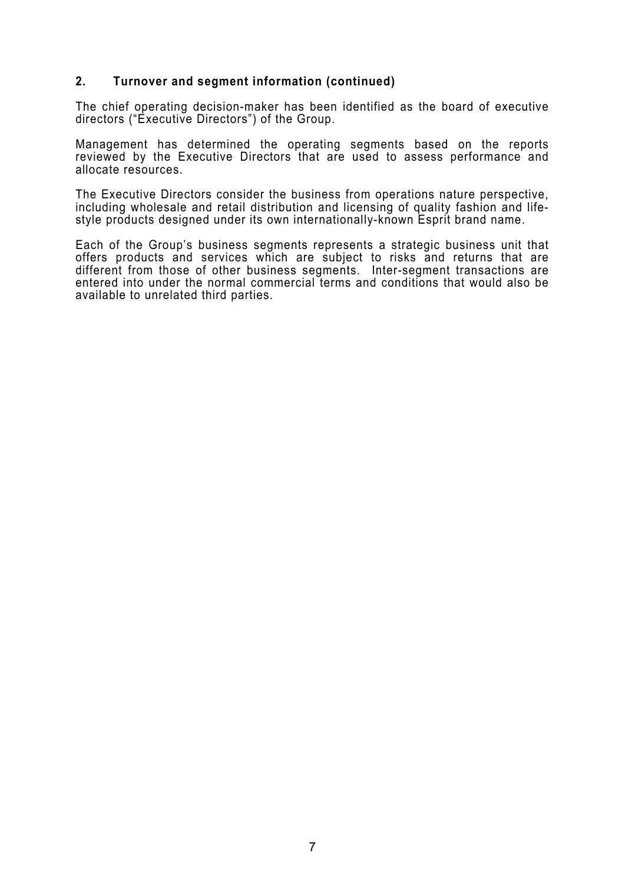## 2. Turnover and segment information (continued)

The chief operating decision-maker has been identified as the board of executive directors ("Executive Directors") of the Group.

Management has determined the operating segments based on the reports reviewed by the Executive Directors that are used to assess performance and allocate resources.

The Executive Directors consider the business from operations nature perspective, including wholesale and retail distribution and licensing of quality fashion and life-style products designed under its own internationally-known Esprit brand name.

Each of the Group's business segments represents a strategic business unit that offers products and services which are subject to risks and returns that are different from those of other business segments. Inter-segment transactions are entered into under the normal commercial terms and conditions that would also be available to unrelated third parties.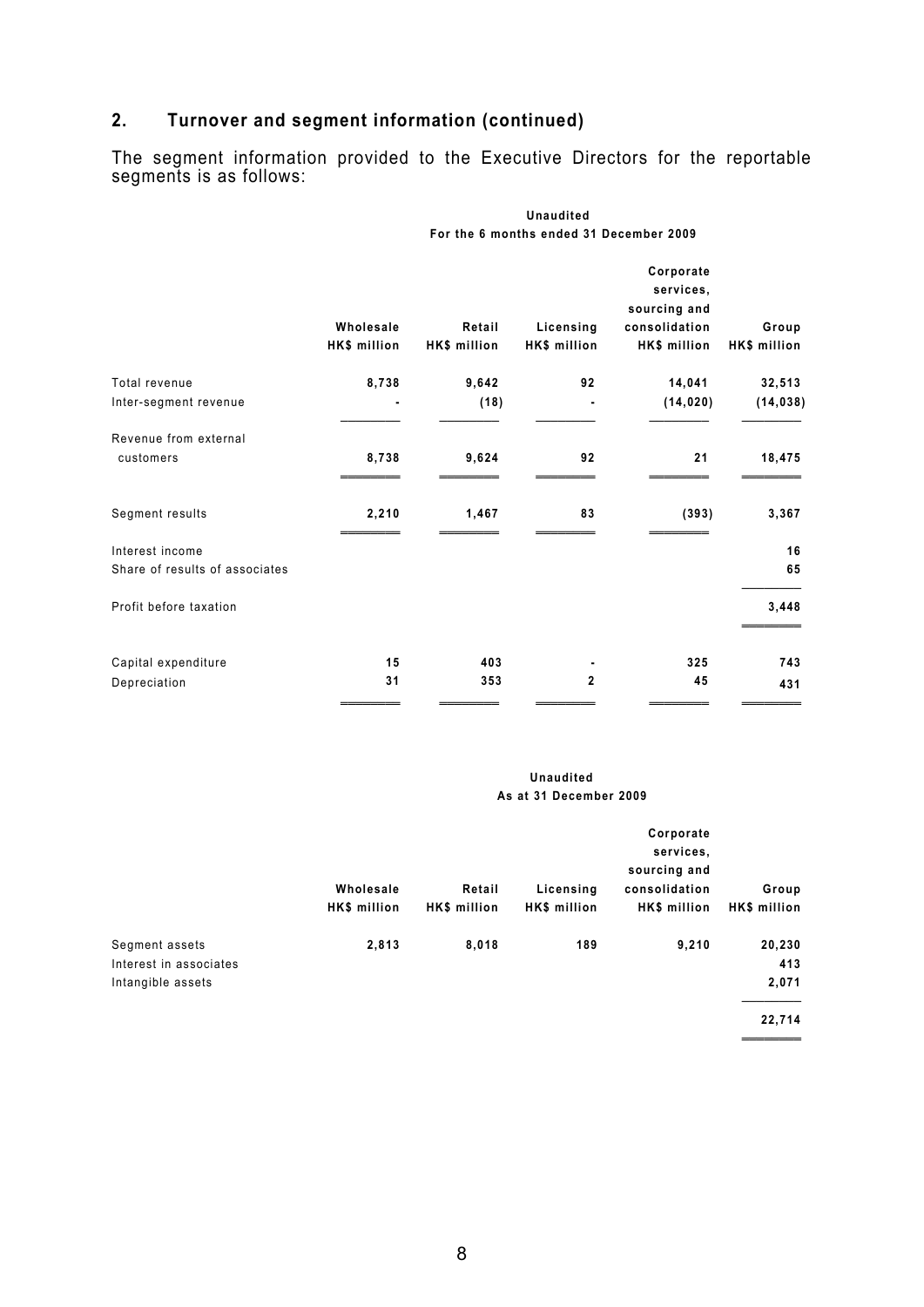## 2. Turnover and segment information (continued)

The segment information provided to the Executive Directors for the reportable segments is as follows:

| | Unaudited For the 6 months ended 31 December 2009 | | | | |
|---|---|---|---|---|---|
| | Wholesale HK$ million | Retail HK$ million | Licensing HK$ million | Corporate services, sourcing and consolidation HK$ million | Group HK$ million |
| Total revenue | 8,738 | 9,642 | 92 | 14,041 | 32,513 |
| Inter-segment revenue | - | (18) | - | (14,020) | (14,038) |
| Revenue from external customers | 8,738 | 9,624 | 92 | 21 | 18,475 |
| Segment results | 2,210 | 1,467 | 83 | (393) | 3,367 |
| Interest income | | | | | 16 |
| Share of results of associates | | | | | 65 |
| Profit before taxation | | | | | 3,448 |
| Capital expenditure | 15 | 403 | - | 325 | 743 |
| Depreciation | 31 | 353 | 2 | 45 | 431 |

| | Unaudited As at 31 December 2009 | | | | |
|---|---|---|---|---|---|
| | Wholesale HK$ million | Retail HK$ million | Licensing HK$ million | Corporate services, sourcing and consolidation HK$ million | Group HK$ million |
| Segment assets | 2,813 | 8,018 | 189 | 9,210 | 20,230 |
| Interest in associates | | | | | 413 |
| Intangible assets | | | | | 2,071 |
| | | | | | 22,714 |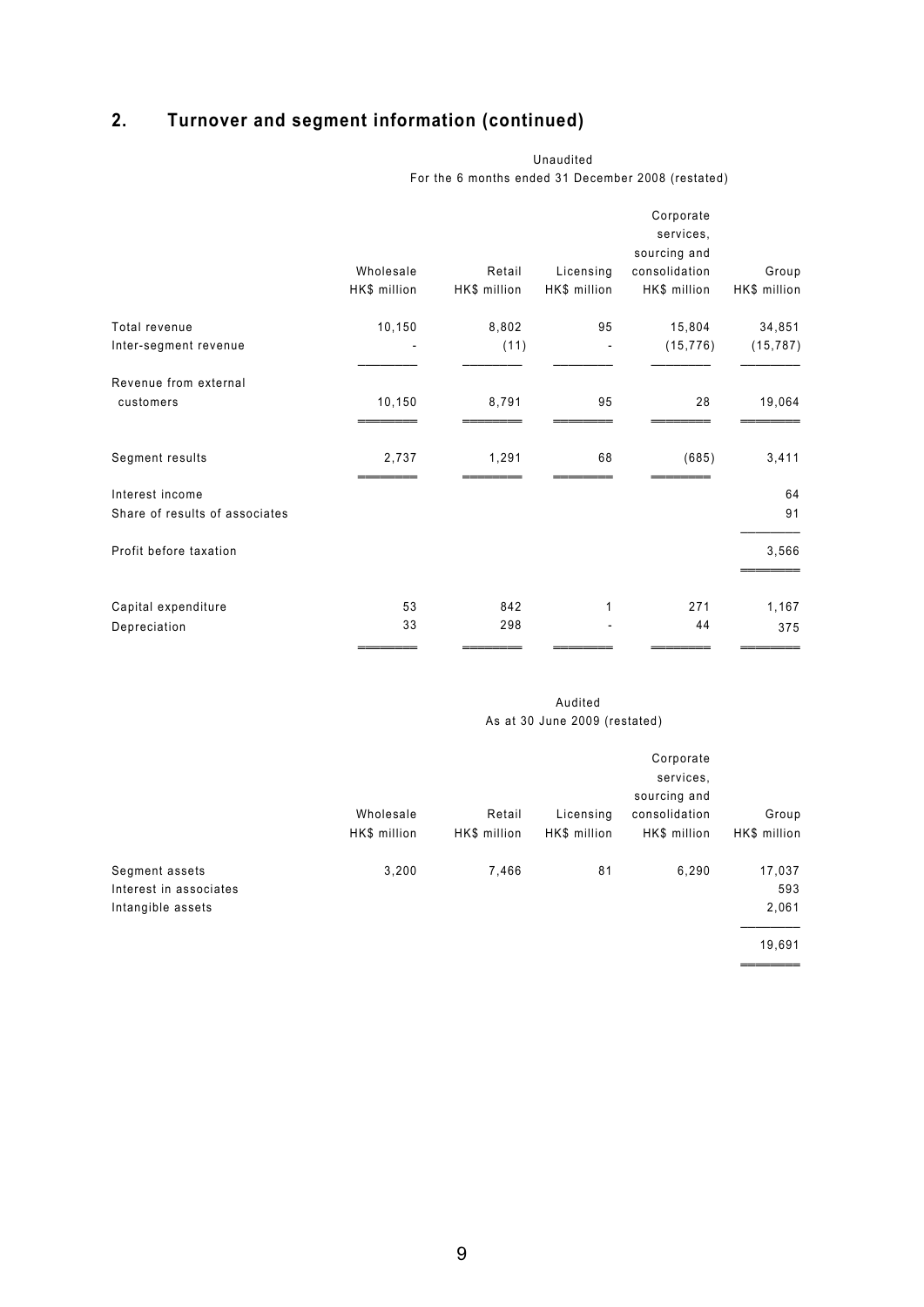## 2. Turnover and segment information (continued)

| | Unaudited For the 6 months ended 31 December 2008 (restated) | | | | |
|---|---|---|---|---|---|
| | Wholesale HK$ million | Retail HK$ million | Licensing HK$ million | Corporate services, sourcing and consolidation HK$ million | Group HK$ million |
| Total revenue | 10,150 | 8,802 | 95 | 15,804 | 34,851 |
| Inter-segment revenue | - | (11) | - | (15,776) | (15,787) |
| Revenue from external customers | 10,150 | 8,791 | 95 | 28 | 19,064 |
| Segment results | 2,737 | 1,291 | 68 | (685) | 3,411 |
| Interest income | | | | | 64 |
| Share of results of associates | | | | | 91 |
| Profit before taxation | | | | | 3,566 |
| Capital expenditure | 53 | 842 | 1 | 271 | 1,167 |
| Depreciation | 33 | 298 | - | 44 | 375 |

| | Audited As at 30 June 2009 (restated) | | | | |
|---|---|---|---|---|---|
| | Wholesale HK$ million | Retail HK$ million | Licensing HK$ million | Corporate services, sourcing and consolidation HK$ million | Group HK$ million |
| Segment assets | 3,200 | 7,466 | 81 | 6,290 | 17,037 |
| Interest in associates | | | | | 593 |
| Intangible assets | | | | | 2,061 |
| | | | | | 19,691 |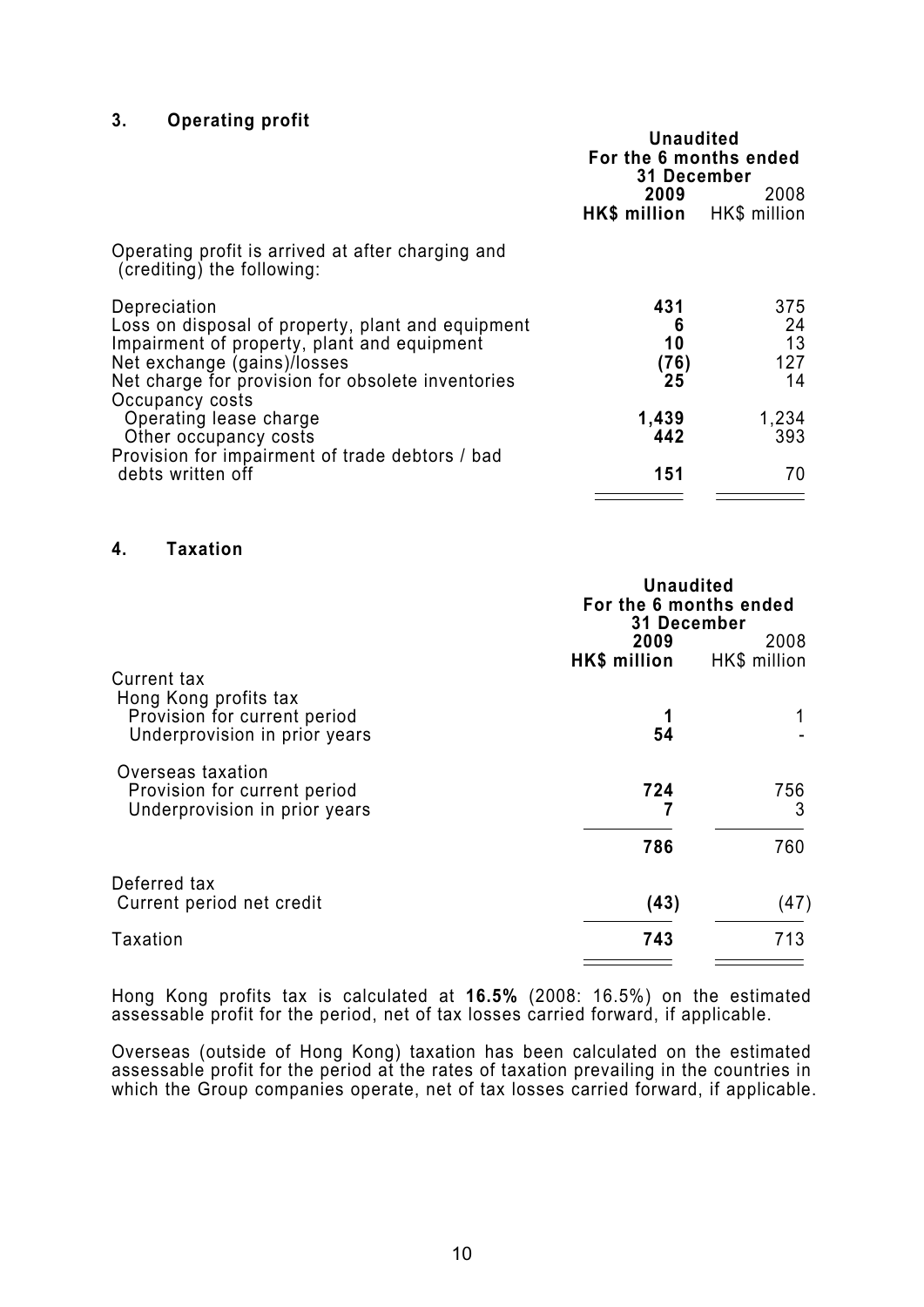### 3. Operating profit

| | Unaudited For the 6 months ended 31 December | |
|---|---|---|
| | **2009** | 2008 |
| | **HK$ million** | HK$ million |
| Operating profit is arrived at after charging and (crediting) the following: | | |
| Depreciation | **431** | 375 |
| Loss on disposal of property, plant and equipment | **6** | 24 |
| Impairment of property, plant and equipment | **10** | 13 |
| Net exchange (gains)/losses | **(76)** | 127 |
| Net charge for provision for obsolete inventories | **25** | 14 |
| Occupancy costs | | |
| Operating lease charge | **1,439** | 1,234 |
| Other occupancy costs | **442** | 393 |
| Provision for impairment of trade debtors / bad debts written off | **151** | 70 |

### 4. Taxation

| | Unaudited For the 6 months ended 31 December | |
|---|---|---|
| | **2009** | 2008 |
| | **HK$ million** | HK$ million |
| Current tax | | |
| Hong Kong profits tax | | |
| Provision for current period | **1** | 1 |
| Underprovision in prior years | **54** | - |
| Overseas taxation | | |
| Provision for current period | **724** | 756 |
| Underprovision in prior years | **7** | 3 |
| | **786** | 760 |
| Deferred tax | | |
| Current period net credit | **(43)** | (47) |
| Taxation | **743** | 713 |

Hong Kong profits tax is calculated at **16.5%** (2008: 16.5%) on the estimated assessable profit for the period, net of tax losses carried forward, if applicable.

Overseas (outside of Hong Kong) taxation has been calculated on the estimated assessable profit for the period at the rates of taxation prevailing in the countries in which the Group companies operate, net of tax losses carried forward, if applicable.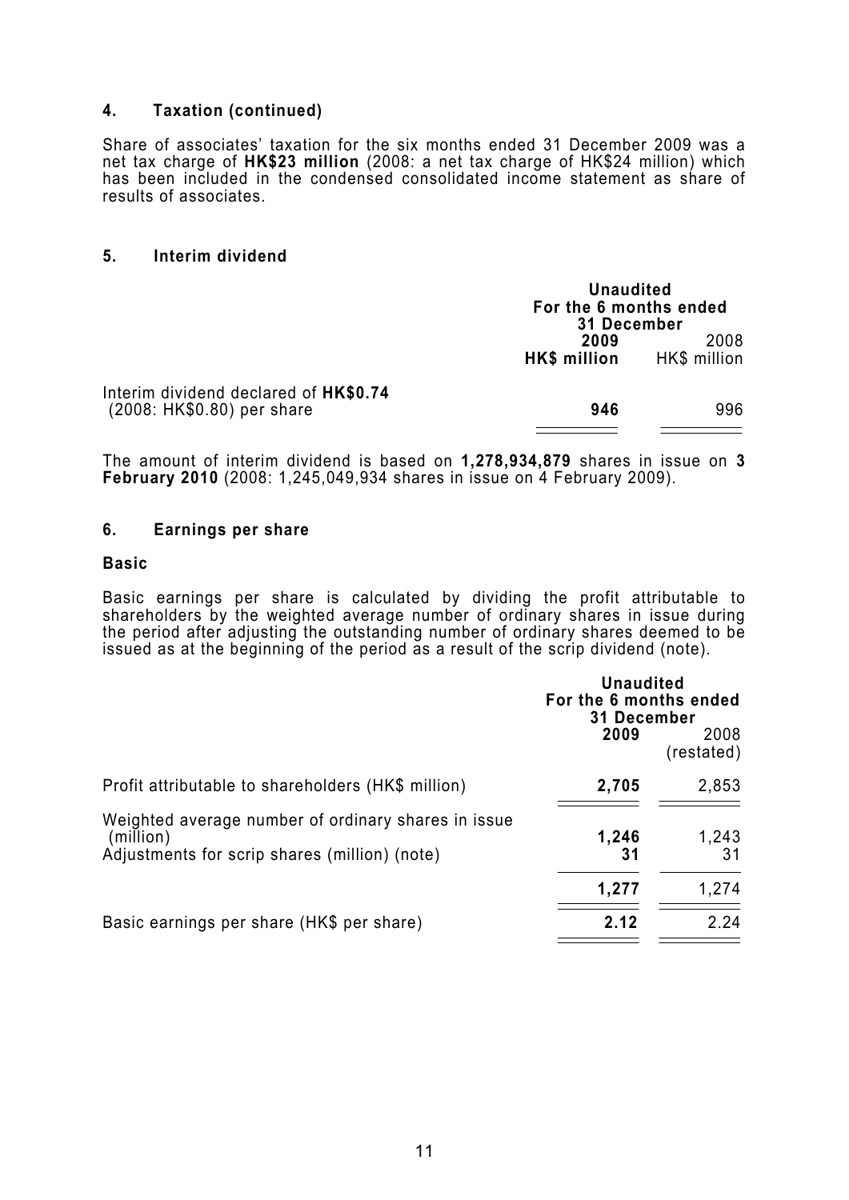## 4. Taxation (continued)

Share of associates' taxation for the six months ended 31 December 2009 was a net tax charge of **HK$23 million** (2008: a net tax charge of HK$24 million) which has been included in the condensed consolidated income statement as share of results of associates.

## 5. Interim dividend

| | Unaudited For the 6 months ended 31 December | |
|---|---|---|
| | **2009** | 2008 |
| | **HK$ million** | HK$ million |
| Interim dividend declared of **HK$0.74** (2008: HK$0.80) per share | **946** | 996 |

The amount of interim dividend is based on **1,278,934,879** shares in issue on **3 February 2010** (2008: 1,245,049,934 shares in issue on 4 February 2009).

## 6. Earnings per share

### Basic

Basic earnings per share is calculated by dividing the profit attributable to shareholders by the weighted average number of ordinary shares in issue during the period after adjusting the outstanding number of ordinary shares deemed to be issued as at the beginning of the period as a result of the scrip dividend (note).

| | Unaudited For the 6 months ended 31 December | |
|---|---|---|
| | **2009** | 2008 (restated) |
| Profit attributable to shareholders (HK$ million) | **2,705** | 2,853 |
| Weighted average number of ordinary shares in issue (million) | **1,246** | 1,243 |
| Adjustments for scrip shares (million) (note) | **31** | 31 |
| | **1,277** | 1,274 |
| Basic earnings per share (HK$ per share) | **2.12** | 2.24 |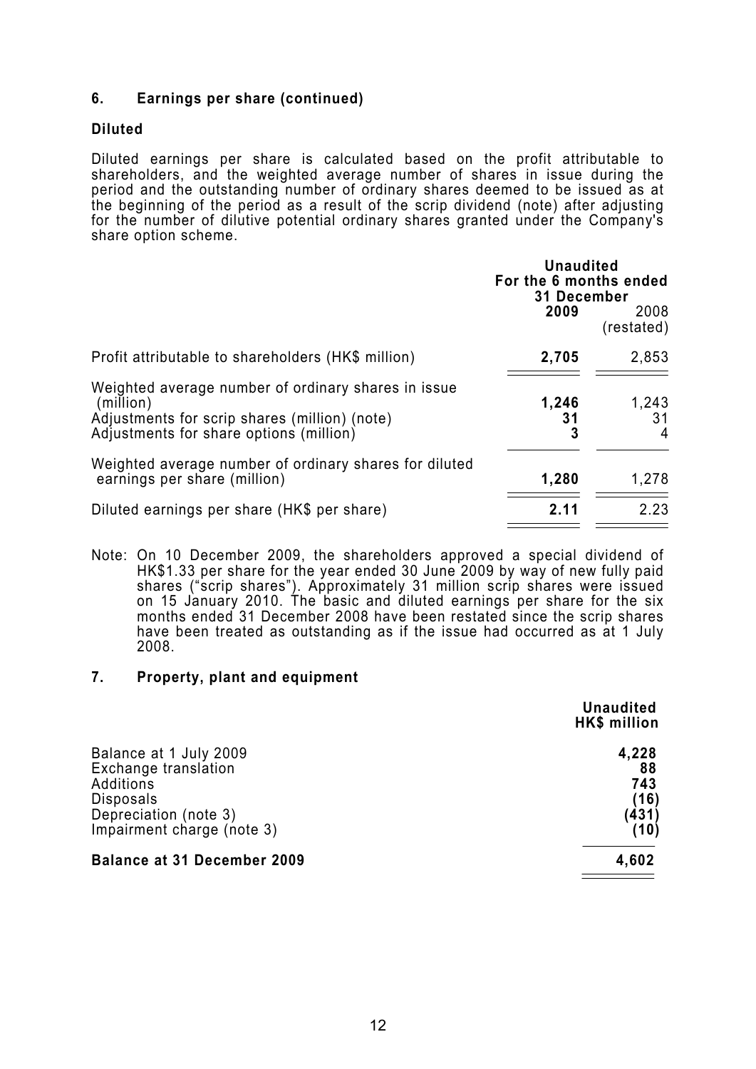## 6. Earnings per share (continued)

### Diluted

Diluted earnings per share is calculated based on the profit attributable to shareholders, and the weighted average number of shares in issue during the period and the outstanding number of ordinary shares deemed to be issued as at the beginning of the period as a result of the scrip dividend (note) after adjusting for the number of dilutive potential ordinary shares granted under the Company's share option scheme.

| | Unaudited For the 6 months ended 31 December | |
|---|---|---|
| | **2009** | 2008 (restated) |
| Profit attributable to shareholders (HK$ million) | **2,705** | 2,853 |
| Weighted average number of ordinary shares in issue (million) | **1,246** | 1,243 |
| Adjustments for scrip shares (million) (note) | **31** | 31 |
| Adjustments for share options (million) | **3** | 4 |
| Weighted average number of ordinary shares for diluted earnings per share (million) | **1,280** | 1,278 |
| Diluted earnings per share (HK$ per share) | **2.11** | 2.23 |

Note: On 10 December 2009, the shareholders approved a special dividend of HK$1.33 per share for the year ended 30 June 2009 by way of new fully paid shares ("scrip shares"). Approximately 31 million scrip shares were issued on 15 January 2010. The basic and diluted earnings per share for the six months ended 31 December 2008 have been restated since the scrip shares have been treated as outstanding as if the issue had occurred as at 1 July 2008.

## 7. Property, plant and equipment

| | Unaudited HK$ million |
|---|---|
| Balance at 1 July 2009 | **4,228** |
| Exchange translation | **88** |
| Additions | **743** |
| Disposals | **(16)** |
| Depreciation (note 3) | **(431)** |
| Impairment charge (note 3) | **(10)** |
| **Balance at 31 December 2009** | **4,602** |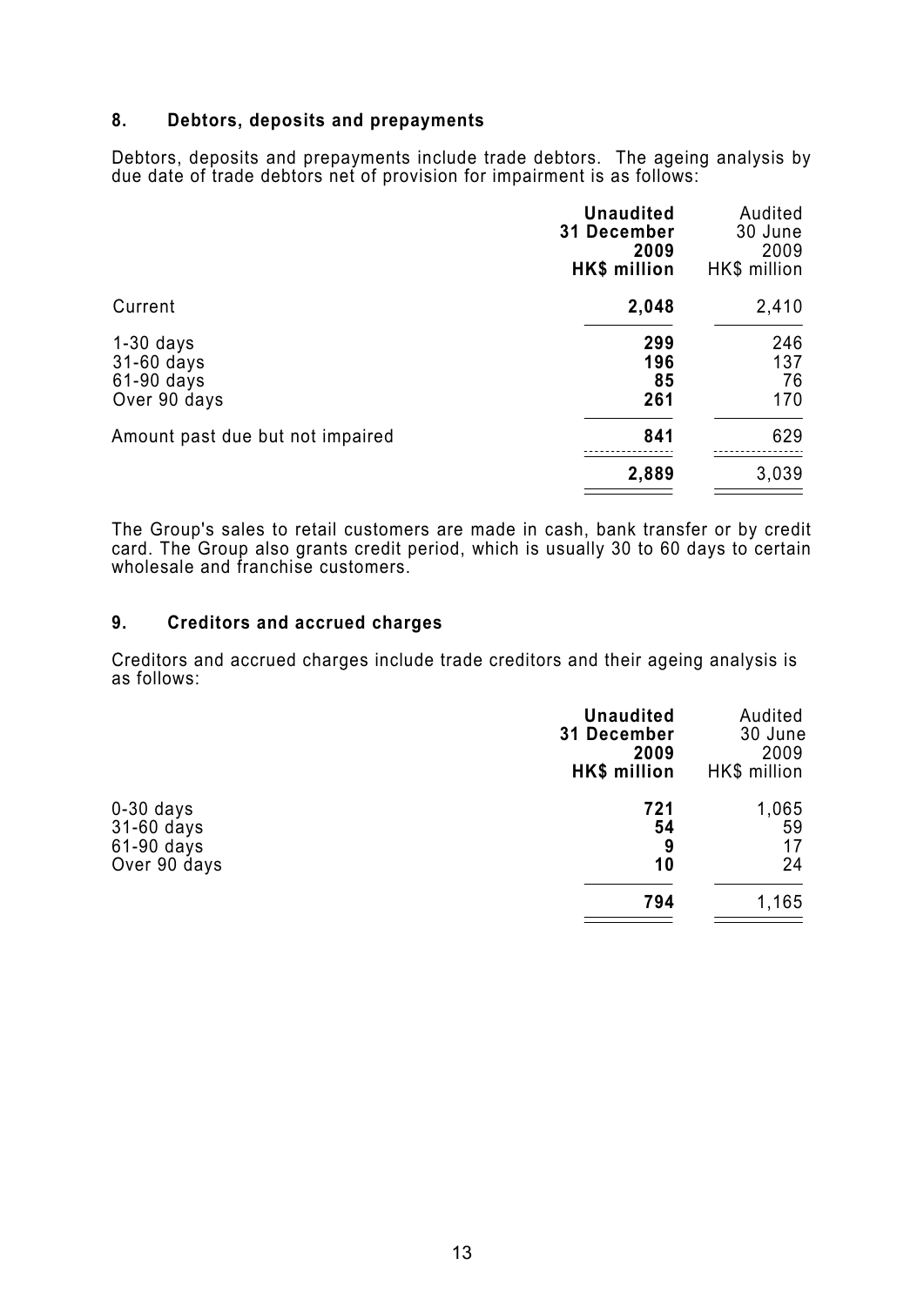## 8. Debtors, deposits and prepayments

Debtors, deposits and prepayments include trade debtors. The ageing analysis by due date of trade debtors net of provision for impairment is as follows:

| | **Unaudited 31 December 2009 HK$ million** | Audited 30 June 2009 HK$ million |
|---|---|---|
| Current | **2,048** | 2,410 |
| 1-30 days | **299** | 246 |
| 31-60 days | **196** | 137 |
| 61-90 days | **85** | 76 |
| Over 90 days | **261** | 170 |
| Amount past due but not impaired | **841** | 629 |
| | **2,889** | 3,039 |

The Group's sales to retail customers are made in cash, bank transfer or by credit card. The Group also grants credit period, which is usually 30 to 60 days to certain wholesale and franchise customers.

## 9. Creditors and accrued charges

Creditors and accrued charges include trade creditors and their ageing analysis is as follows:

| | **Unaudited 31 December 2009 HK$ million** | Audited 30 June 2009 HK$ million |
|---|---|---|
| 0-30 days | **721** | 1,065 |
| 31-60 days | **54** | 59 |
| 61-90 days | **9** | 17 |
| Over 90 days | **10** | 24 |
| | **794** | 1,165 |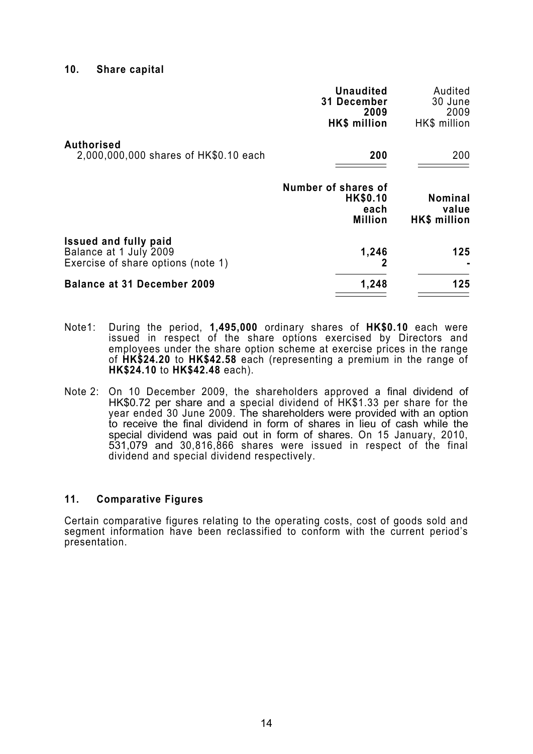## 10. Share capital

| | Unaudited 31 December 2009 HK$ million | Audited 30 June 2009 HK$ million |
|---|---|---|
| **Authorised** | | |
| 2,000,000,000 shares of HK$0.10 each | **200** | 200 |

| | Number of shares of HK$0.10 each Million | Nominal value HK$ million |
|---|---|---|
| **Issued and fully paid** | | |
| Balance at 1 July 2009 | **1,246** | **125** |
| Exercise of share options (note 1) | **2** | **-** |
| **Balance at 31 December 2009** | **1,248** | **125** |

Note1: During the period, **1,495,000** ordinary shares of **HK$0.10** each were issued in respect of the share options exercised by Directors and employees under the share option scheme at exercise prices in the range of **HK$24.20** to **HK$42.58** each (representing a premium in the range of **HK$24.10** to **HK$42.48** each).

Note 2: On 10 December 2009, the shareholders approved a final dividend of HK$0.72 per share and a special dividend of HK$1.33 per share for the year ended 30 June 2009. The shareholders were provided with an option to receive the final dividend in form of shares in lieu of cash while the special dividend was paid out in form of shares. On 15 January, 2010, 531,079 and 30,816,866 shares were issued in respect of the final dividend and special dividend respectively.

## 11. Comparative Figures

Certain comparative figures relating to the operating costs, cost of goods sold and segment information have been reclassified to conform with the current period's presentation.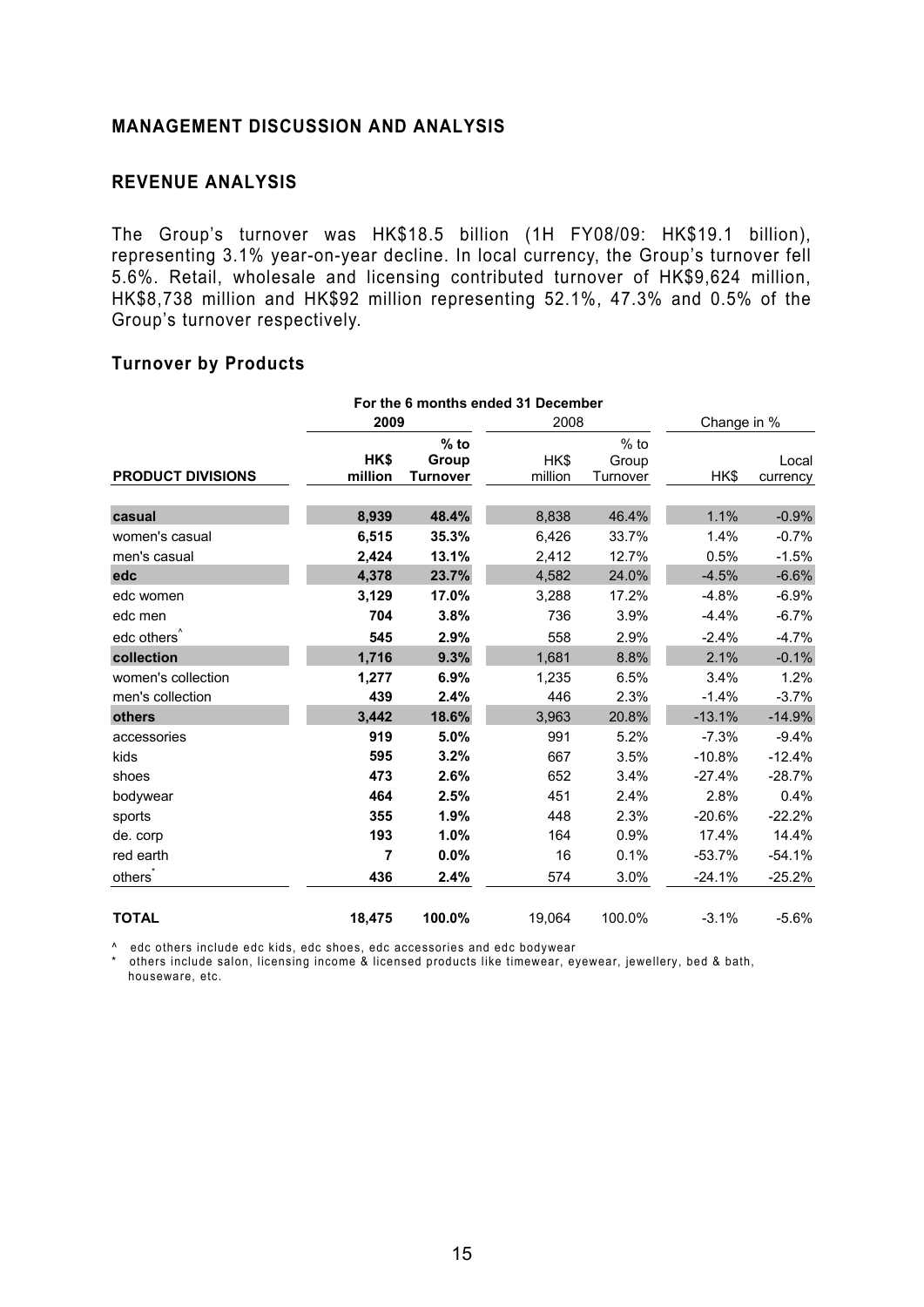## MANAGEMENT DISCUSSION AND ANALYSIS

### REVENUE ANALYSIS

The Group's turnover was HK$18.5 billion (1H FY08/09: HK$19.1 billion), representing 3.1% year-on-year decline. In local currency, the Group's turnover fell 5.6%. Retail, wholesale and licensing contributed turnover of HK$9,624 million, HK$8,738 million and HK$92 million representing 52.1%, 47.3% and 0.5% of the Group's turnover respectively.

### Turnover by Products

| | For the 6 months ended 31 December | | | | | |
|---|---|---|---|---|---|---|
| | **2009** | | 2008 | | Change in % | |
| **PRODUCT DIVISIONS** | **HK$ million** | **% to Group Turnover** | HK$ million | % to Group Turnover | HK$ | Local currency |
| **casual** | **8,939** | **48.4%** | 8,838 | 46.4% | 1.1% | -0.9% |
| women's casual | **6,515** | **35.3%** | 6,426 | 33.7% | 1.4% | -0.7% |
| men's casual | **2,424** | **13.1%** | 2,412 | 12.7% | 0.5% | -1.5% |
| **edc** | **4,378** | **23.7%** | 4,582 | 24.0% | -4.5% | -6.6% |
| edc women | **3,129** | **17.0%** | 3,288 | 17.2% | -4.8% | -6.9% |
| edc men | **704** | **3.8%** | 736 | 3.9% | -4.4% | -6.7% |
| edc others^ | **545** | **2.9%** | 558 | 2.9% | -2.4% | -4.7% |
| **collection** | **1,716** | **9.3%** | 1,681 | 8.8% | 2.1% | -0.1% |
| women's collection | **1,277** | **6.9%** | 1,235 | 6.5% | 3.4% | 1.2% |
| men's collection | **439** | **2.4%** | 446 | 2.3% | -1.4% | -3.7% |
| **others** | **3,442** | **18.6%** | 3,963 | 20.8% | -13.1% | -14.9% |
| accessories | **919** | **5.0%** | 991 | 5.2% | -7.3% | -9.4% |
| kids | **595** | **3.2%** | 667 | 3.5% | -10.8% | -12.4% |
| shoes | **473** | **2.6%** | 652 | 3.4% | -27.4% | -28.7% |
| bodywear | **464** | **2.5%** | 451 | 2.4% | 2.8% | 0.4% |
| sports | **355** | **1.9%** | 448 | 2.3% | -20.6% | -22.2% |
| de. corp | **193** | **1.0%** | 164 | 0.9% | 17.4% | 14.4% |
| red earth | **7** | **0.0%** | 16 | 0.1% | -53.7% | -54.1% |
| others* | **436** | **2.4%** | 574 | 3.0% | -24.1% | -25.2% |
| **TOTAL** | **18,475** | **100.0%** | 19,064 | 100.0% | -3.1% | -5.6% |

^ edc others include edc kids, edc shoes, edc accessories and edc bodywear

\* others include salon, licensing income & licensed products like timewear, eyewear, jewellery, bed & bath, houseware, etc.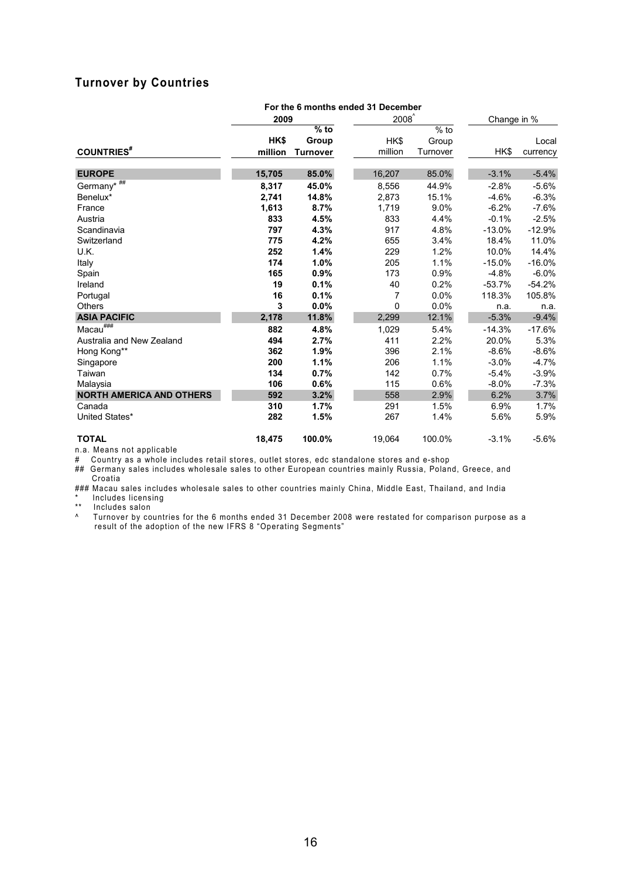## Turnover by Countries

| | For the 6 months ended 31 December | | | | | |
|---|---|---|---|---|---|---|
| | 2009 | | 2008^ | | Change in % | |
| COUNTRIES# | HK$ million | % to Group Turnover | HK$ million | % to Group Turnover | HK$ | Local currency |
| **EUROPE** | **15,705** | **85.0%** | 16,207 | 85.0% | -3.1% | -5.4% |
| Germany* ## | **8,317** | **45.0%** | 8,556 | 44.9% | -2.8% | -5.6% |
| Benelux* | **2,741** | **14.8%** | 2,873 | 15.1% | -4.6% | -6.3% |
| France | **1,613** | **8.7%** | 1,719 | 9.0% | -6.2% | -7.6% |
| Austria | **833** | **4.5%** | 833 | 4.4% | -0.1% | -2.5% |
| Scandinavia | **797** | **4.3%** | 917 | 4.8% | -13.0% | -12.9% |
| Switzerland | **775** | **4.2%** | 655 | 3.4% | 18.4% | 11.0% |
| U.K. | **252** | **1.4%** | 229 | 1.2% | 10.0% | 14.4% |
| Italy | **174** | **1.0%** | 205 | 1.1% | -15.0% | -16.0% |
| Spain | **165** | **0.9%** | 173 | 0.9% | -4.8% | -6.0% |
| Ireland | **19** | **0.1%** | 40 | 0.2% | -53.7% | -54.2% |
| Portugal | **16** | **0.1%** | 7 | 0.0% | 118.3% | 105.8% |
| Others | **3** | **0.0%** | 0 | 0.0% | n.a. | n.a. |
| **ASIA PACIFIC** | **2,178** | **11.8%** | 2,299 | 12.1% | -5.3% | -9.4% |
| Macau### | **882** | **4.8%** | 1,029 | 5.4% | -14.3% | -17.6% |
| Australia and New Zealand | **494** | **2.7%** | 411 | 2.2% | 20.0% | 5.3% |
| Hong Kong** | **362** | **1.9%** | 396 | 2.1% | -8.6% | -8.6% |
| Singapore | **200** | **1.1%** | 206 | 1.1% | -3.0% | -4.7% |
| Taiwan | **134** | **0.7%** | 142 | 0.7% | -5.4% | -3.9% |
| Malaysia | **106** | **0.6%** | 115 | 0.6% | -8.0% | -7.3% |
| **NORTH AMERICA AND OTHERS** | **592** | **3.2%** | 558 | 2.9% | 6.2% | 3.7% |
| Canada | **310** | **1.7%** | 291 | 1.5% | 6.9% | 1.7% |
| United States* | **282** | **1.5%** | 267 | 1.4% | 5.6% | 5.9% |
| **TOTAL** | **18,475** | **100.0%** | 19,064 | 100.0% | -3.1% | -5.6% |

n.a. Means not applicable

\# Country as a whole includes retail stores, outlet stores, edc standalone stores and e-shop

\## Germany sales includes wholesale sales to other European countries mainly Russia, Poland, Greece, and Croatia

\### Macau sales includes wholesale sales to other countries mainly China, Middle East, Thailand, and India

\* Includes licensing

\** Includes salon

^ Turnover by countries for the 6 months ended 31 December 2008 were restated for comparison purpose as a result of the adoption of the new IFRS 8 "Operating Segments"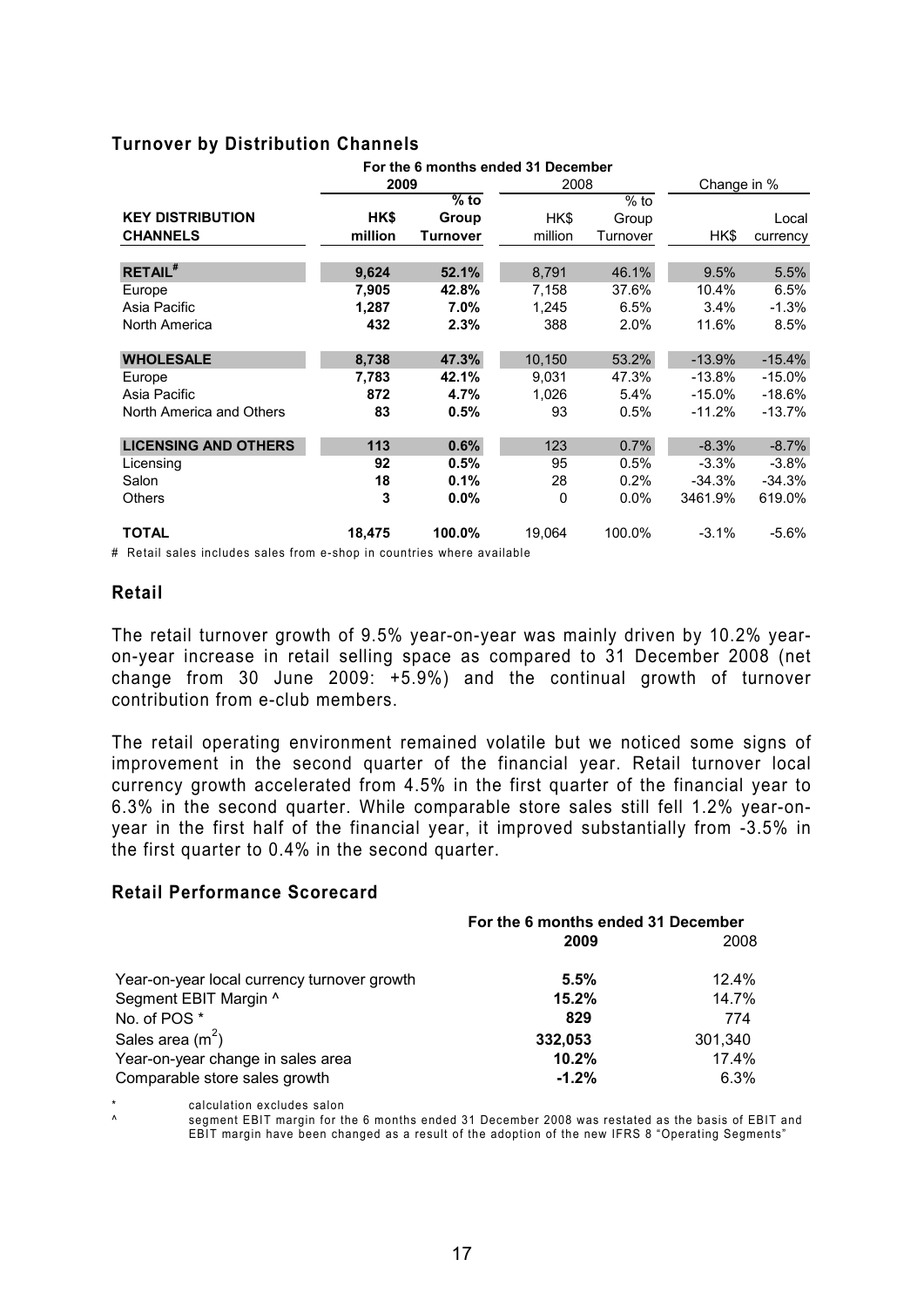## Turnover by Distribution Channels

| KEY DISTRIBUTION CHANNELS | For the 6 months ended 31 December 2009 HK$ million | 2009 % to Group Turnover | 2008 HK$ million | 2008 % to Group Turnover | Change in % HK$ | Change in % Local currency |
|---|---|---|---|---|---|---|
| **RETAIL#** | **9,624** | **52.1%** | 8,791 | 46.1% | 9.5% | 5.5% |
| Europe | **7,905** | **42.8%** | 7,158 | 37.6% | 10.4% | 6.5% |
| Asia Pacific | **1,287** | **7.0%** | 1,245 | 6.5% | 3.4% | -1.3% |
| North America | **432** | **2.3%** | 388 | 2.0% | 11.6% | 8.5% |
| **WHOLESALE** | **8,738** | **47.3%** | 10,150 | 53.2% | -13.9% | -15.4% |
| Europe | **7,783** | **42.1%** | 9,031 | 47.3% | -13.8% | -15.0% |
| Asia Pacific | **872** | **4.7%** | 1,026 | 5.4% | -15.0% | -18.6% |
| North America and Others | **83** | **0.5%** | 93 | 0.5% | -11.2% | -13.7% |
| **LICENSING AND OTHERS** | **113** | **0.6%** | 123 | 0.7% | -8.3% | -8.7% |
| Licensing | **92** | **0.5%** | 95 | 0.5% | -3.3% | -3.8% |
| Salon | **18** | **0.1%** | 28 | 0.2% | -34.3% | -34.3% |
| Others | **3** | **0.0%** | 0 | 0.0% | 3461.9% | 619.0% |
| **TOTAL** | **18,475** | **100.0%** | 19,064 | 100.0% | -3.1% | -5.6% |

# Retail sales includes sales from e-shop in countries where available

## Retail

The retail turnover growth of 9.5% year-on-year was mainly driven by 10.2% year-on-year increase in retail selling space as compared to 31 December 2008 (net change from 30 June 2009: +5.9%) and the continual growth of turnover contribution from e-club members.

The retail operating environment remained volatile but we noticed some signs of improvement in the second quarter of the financial year. Retail turnover local currency growth accelerated from 4.5% in the first quarter of the financial year to 6.3% in the second quarter. While comparable store sales still fell 1.2% year-on-year in the first half of the financial year, it improved substantially from -3.5% in the first quarter to 0.4% in the second quarter.

## Retail Performance Scorecard

| | For the 6 months ended 31 December 2009 | 2008 |
|---|---|---|
| Year-on-year local currency turnover growth | **5.5%** | 12.4% |
| Segment EBIT Margin ^ | **15.2%** | 14.7% |
| No. of POS * | **829** | 774 |
| Sales area ($m^2$) | **332,053** | 301,340 |
| Year-on-year change in sales area | **10.2%** | 17.4% |
| Comparable store sales growth | **-1.2%** | 6.3% |

\* calculation excludes salon

^ segment EBIT margin for the 6 months ended 31 December 2008 was restated as the basis of EBIT and EBIT margin have been changed as a result of the adoption of the new IFRS 8 "Operating Segments"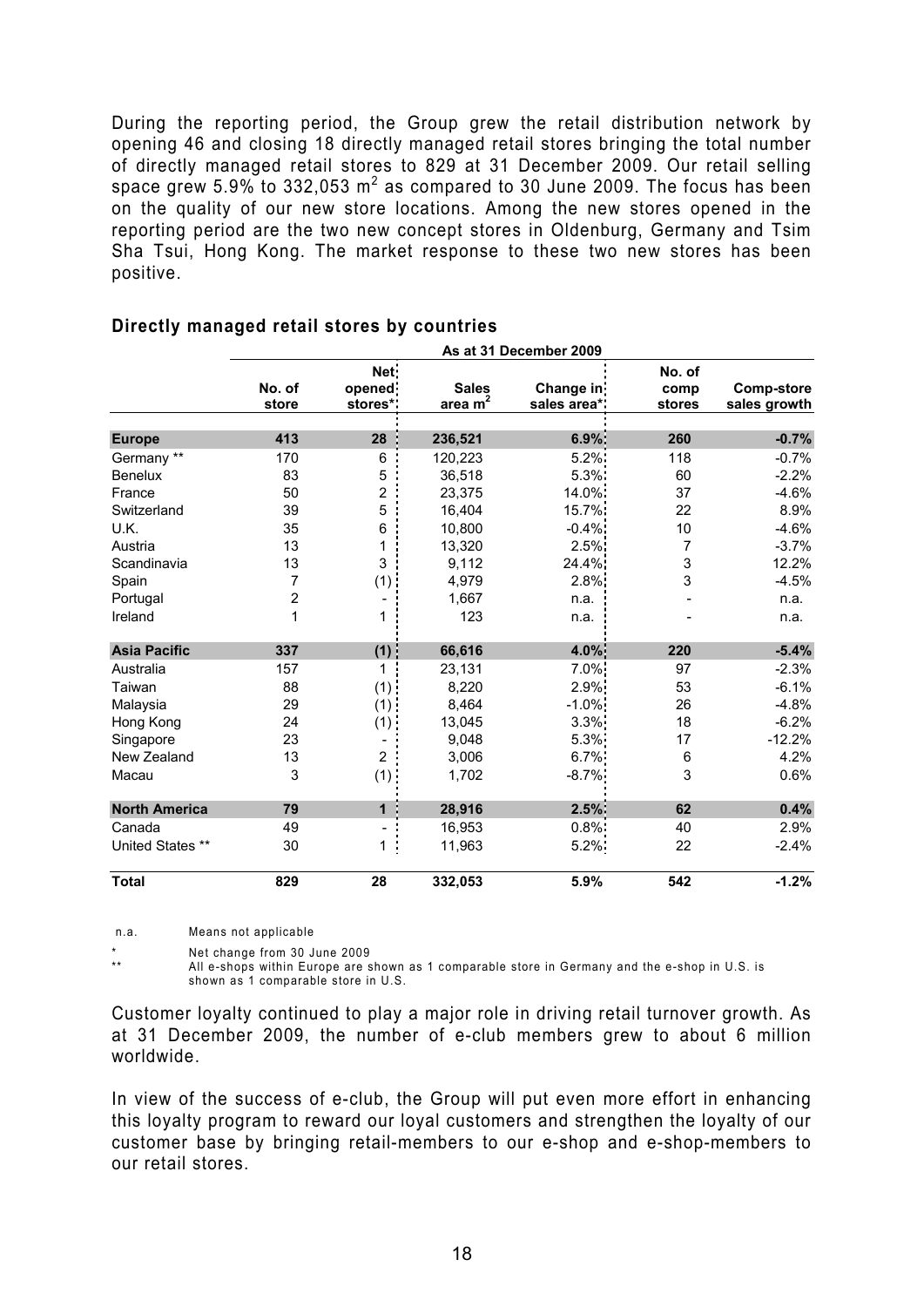During the reporting period, the Group grew the retail distribution network by opening 46 and closing 18 directly managed retail stores bringing the total number of directly managed retail stores to 829 at 31 December 2009. Our retail selling space grew 5.9% to 332,053 $m^2$ as compared to 30 June 2009. The focus has been on the quality of our new store locations. Among the new stores opened in the reporting period are the two new concept stores in Oldenburg, Germany and Tsim Sha Tsui, Hong Kong. The market response to these two new stores has been positive.

### Directly managed retail stores by countries

| | As at 31 December 2009 | | | | | |
|---|---|---|---|---|---|---|
| | No. of store | Net opened stores* | Sales area $m^2$ | Change in sales area* | No. of comp stores | Comp-store sales growth |
| **Europe** | **413** | **28** | **236,521** | **6.9%** | **260** | **-0.7%** |
| Germany ** | 170 | 6 | 120,223 | 5.2% | 118 | -0.7% |
| Benelux | 83 | 5 | 36,518 | 5.3% | 60 | -2.2% |
| France | 50 | 2 | 23,375 | 14.0% | 37 | -4.6% |
| Switzerland | 39 | 5 | 16,404 | 15.7% | 22 | 8.9% |
| U.K. | 35 | 6 | 10,800 | -0.4% | 10 | -4.6% |
| Austria | 13 | 1 | 13,320 | 2.5% | 7 | -3.7% |
| Scandinavia | 13 | 3 | 9,112 | 24.4% | 3 | 12.2% |
| Spain | 7 | (1) | 4,979 | 2.8% | 3 | -4.5% |
| Portugal | 2 | - | 1,667 | n.a. | - | n.a. |
| Ireland | 1 | 1 | 123 | n.a. | - | n.a. |
| **Asia Pacific** | **337** | **(1)** | **66,616** | **4.0%** | **220** | **-5.4%** |
| Australia | 157 | 1 | 23,131 | 7.0% | 97 | -2.3% |
| Taiwan | 88 | (1) | 8,220 | 2.9% | 53 | -6.1% |
| Malaysia | 29 | (1) | 8,464 | -1.0% | 26 | -4.8% |
| Hong Kong | 24 | (1) | 13,045 | 3.3% | 18 | -6.2% |
| Singapore | 23 | - | 9,048 | 5.3% | 17 | -12.2% |
| New Zealand | 13 | 2 | 3,006 | 6.7% | 6 | 4.2% |
| Macau | 3 | (1) | 1,702 | -8.7% | 3 | 0.6% |
| **North America** | **79** | **1** | **28,916** | **2.5%** | **62** | **0.4%** |
| Canada | 49 | - | 16,953 | 0.8% | 40 | 2.9% |
| United States ** | 30 | 1 | 11,963 | 5.2% | 22 | -2.4% |
| **Total** | **829** | **28** | **332,053** | **5.9%** | **542** | **-1.2%** |

n.a. Means not applicable

\* Net change from 30 June 2009

** All e-shops within Europe are shown as 1 comparable store in Germany and the e-shop in U.S. is shown as 1 comparable store in U.S.

Customer loyalty continued to play a major role in driving retail turnover growth. As at 31 December 2009, the number of e-club members grew to about 6 million worldwide.

In view of the success of e-club, the Group will put even more effort in enhancing this loyalty program to reward our loyal customers and strengthen the loyalty of our customer base by bringing retail-members to our e-shop and e-shop-members to our retail stores.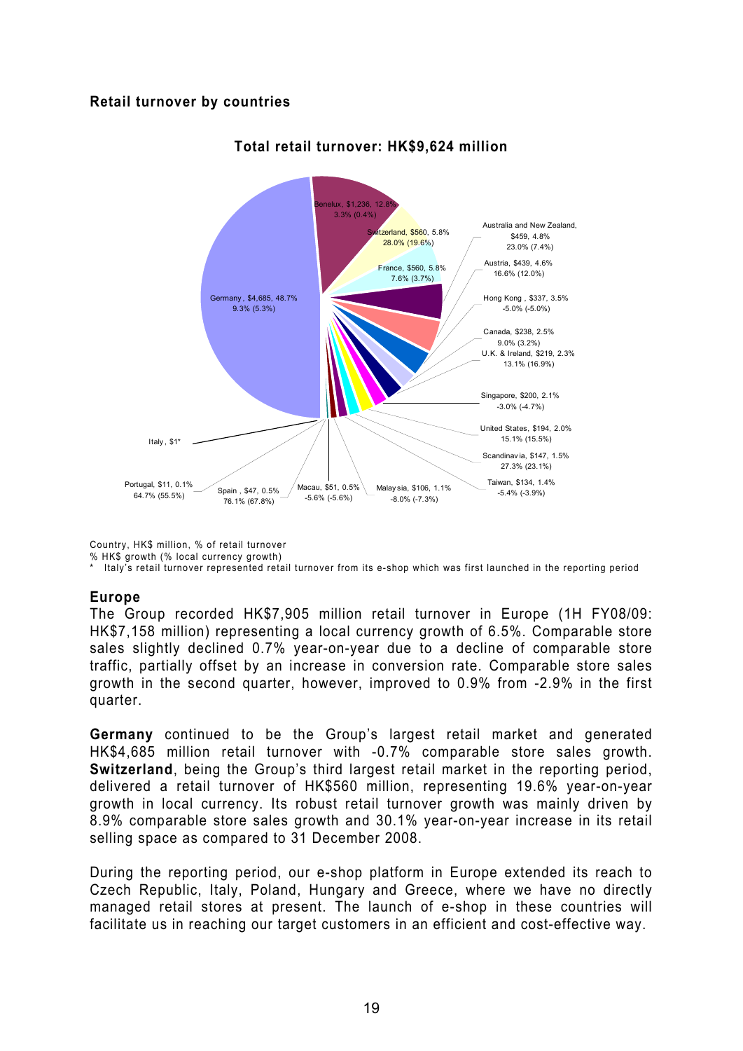### Retail turnover by countries

**Total retail turnover: HK$9,624 million**

| Country | HK$ million | % of retail turnover | % HK$ growth (% local currency growth) |
|---|---|---|---|
| Germany | $4,685 | 48.7% | 9.3% (5.3%) |
| Benelux | $1,236 | 12.8% | 3.3% (0.4%) |
| Switzerland | $560 | 5.8% | 28.0% (19.6%) |
| France | $560 | 5.8% | 7.6% (3.7%) |
| Australia and New Zealand | $459 | 4.8% | 23.0% (7.4%) |
| Austria | $439 | 4.6% | 16.6% (12.0%) |
| Hong Kong | $337 | 3.5% | -5.0% (-5.0%) |
| Canada | $238 | 2.5% | 9.0% (3.2%) |
| U.K. & Ireland | $219 | 2.3% | 13.1% (16.9%) |
| Singapore | $200 | 2.1% | -3.0% (-4.7%) |
| United States | $194 | 2.0% | 15.1% (15.5%) |
| Scandinavia | $147 | 1.5% | 27.3% (23.1%) |
| Taiwan | $134 | 1.4% | -5.4% (-3.9%) |
| Malaysia | $106 | 1.1% | -8.0% (-7.3%) |
| Macau | $51 | 0.5% | -5.6% (-5.6%) |
| Spain | $47 | 0.5% | 76.1% (67.8%) |
| Portugal | $11 | 0.1% | 64.7% (55.5%) |
| Italy | $1* | | |

Country, HK$ million, % of retail turnover
% HK$ growth (% local currency growth)
\* Italy's retail turnover represented retail turnover from its e-shop which was first launched in the reporting period

### Europe

The Group recorded HK$7,905 million retail turnover in Europe (1H FY08/09: HK$7,158 million) representing a local currency growth of 6.5%. Comparable store sales slightly declined 0.7% year-on-year due to a decline of comparable store traffic, partially offset by an increase in conversion rate. Comparable store sales growth in the second quarter, however, improved to 0.9% from -2.9% in the first quarter.

**Germany** continued to be the Group's largest retail market and generated HK$4,685 million retail turnover with -0.7% comparable store sales growth. **Switzerland**, being the Group's third largest retail market in the reporting period, delivered a retail turnover of HK$560 million, representing 19.6% year-on-year growth in local currency. Its robust retail turnover growth was mainly driven by 8.9% comparable store sales growth and 30.1% year-on-year increase in its retail selling space as compared to 31 December 2008.

During the reporting period, our e-shop platform in Europe extended its reach to Czech Republic, Italy, Poland, Hungary and Greece, where we have no directly managed retail stores at present. The launch of e-shop in these countries will facilitate us in reaching our target customers in an efficient and cost-effective way.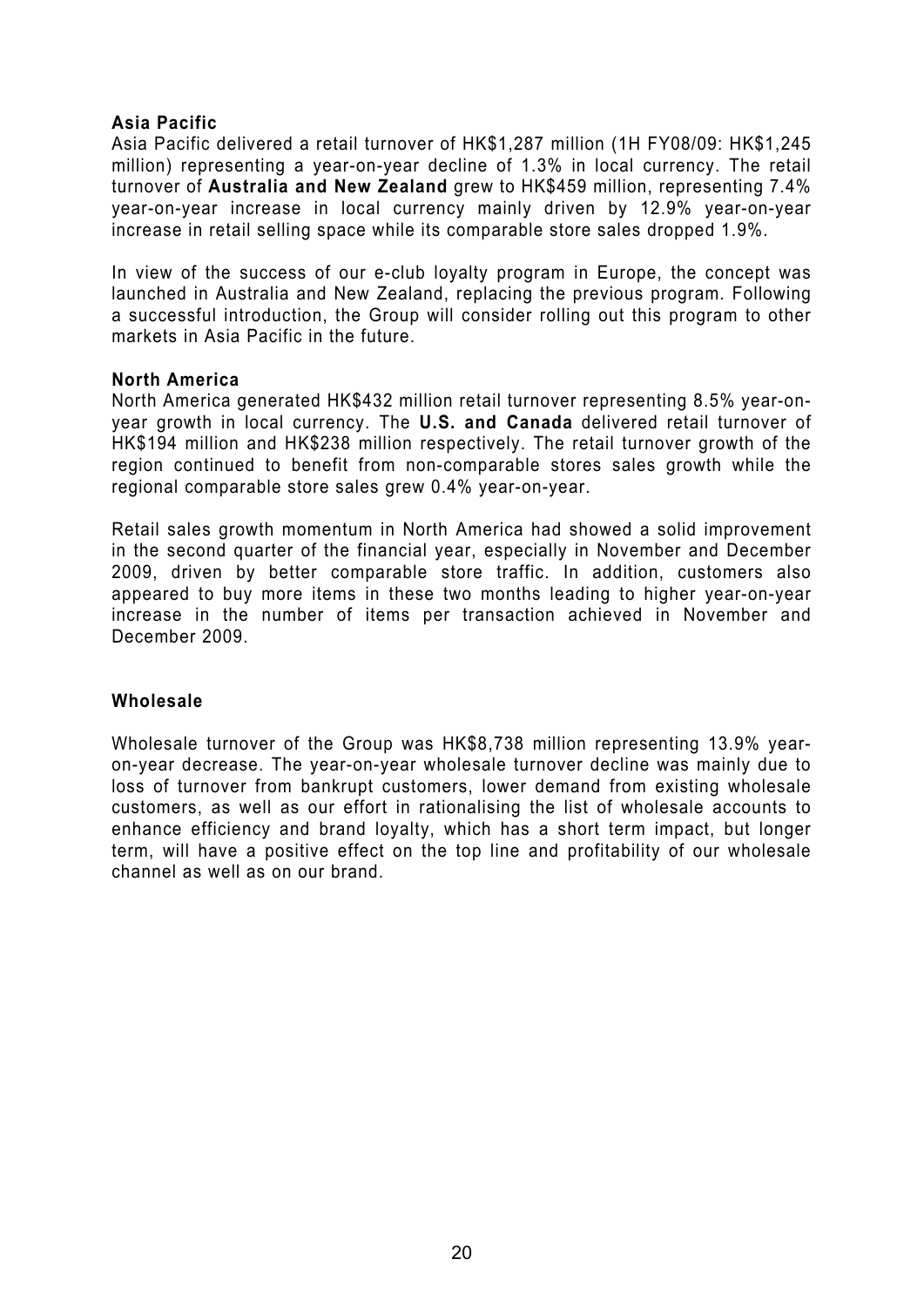**Asia Pacific**

Asia Pacific delivered a retail turnover of HK$1,287 million (1H FY08/09: HK$1,245 million) representing a year-on-year decline of 1.3% in local currency. The retail turnover of **Australia and New Zealand** grew to HK$459 million, representing 7.4% year-on-year increase in local currency mainly driven by 12.9% year-on-year increase in retail selling space while its comparable store sales dropped 1.9%.

In view of the success of our e-club loyalty program in Europe, the concept was launched in Australia and New Zealand, replacing the previous program. Following a successful introduction, the Group will consider rolling out this program to other markets in Asia Pacific in the future.

**North America**

North America generated HK$432 million retail turnover representing 8.5% year-on-year growth in local currency. The **U.S. and Canada** delivered retail turnover of HK$194 million and HK$238 million respectively. The retail turnover growth of the region continued to benefit from non-comparable stores sales growth while the regional comparable store sales grew 0.4% year-on-year.

Retail sales growth momentum in North America had showed a solid improvement in the second quarter of the financial year, especially in November and December 2009, driven by better comparable store traffic. In addition, customers also appeared to buy more items in these two months leading to higher year-on-year increase in the number of items per transaction achieved in November and December 2009.

**Wholesale**

Wholesale turnover of the Group was HK$8,738 million representing 13.9% year-on-year decrease. The year-on-year wholesale turnover decline was mainly due to loss of turnover from bankrupt customers, lower demand from existing wholesale customers, as well as our effort in rationalising the list of wholesale accounts to enhance efficiency and brand loyalty, which has a short term impact, but longer term, will have a positive effect on the top line and profitability of our wholesale channel as well as on our brand.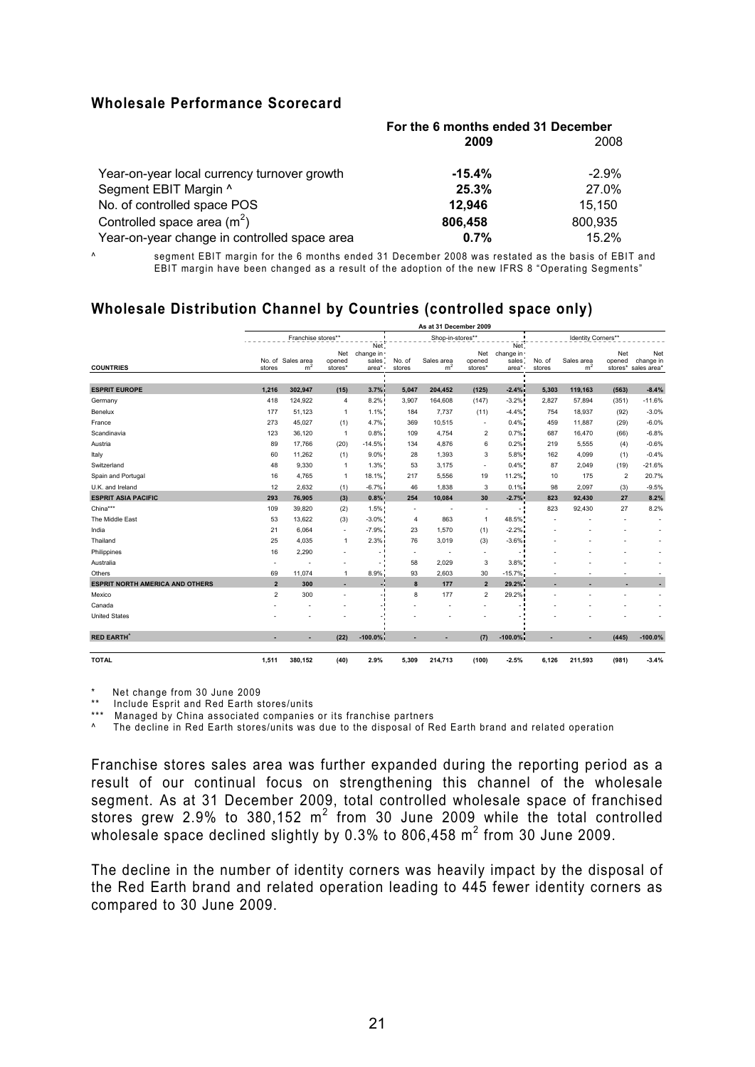### Wholesale Performance Scorecard

| | For the 6 months ended 31 December | |
|---|---|---|
| | **2009** | 2008 |
| Year-on-year local currency turnover growth | **-15.4%** | -2.9% |
| Segment EBIT Margin ^ | **25.3%** | 27.0% |
| No. of controlled space POS | **12,946** | 15,150 |
| Controlled space area ($m^2$) | **806,458** | 800,935 |
| Year-on-year change in controlled space area | **0.7%** | 15.2% |

^ segment EBIT margin for the 6 months ended 31 December 2008 was restated as the basis of EBIT and EBIT margin have been changed as a result of the adoption of the new IFRS 8 "Operating Segments"

### Wholesale Distribution Channel by Countries (controlled space only)

| | As at 31 December 2009 | | | | | | | | | | | |
|---|---|---|---|---|---|---|---|---|---|---|---|---|
| | Franchise stores** | | | | Shop-in-stores** | | | | Identity Corners** | | | |
| **COUNTRIES** | No. of stores | Sales area $m^2$ | Net opened stores* | Net change in sales area* | No. of stores | Sales area $m^2$ | Net opened stores* | Net change in sales area* | No. of stores | Sales area $m^2$ | Net opened stores* | Net change in sales area* |
| **ESPRIT EUROPE** | **1,216** | **302,947** | **(15)** | **3.7%** | **5,047** | **204,452** | **(125)** | **-2.4%** | **5,303** | **119,163** | **(563)** | **-8.4%** |
| Germany | 418 | 124,922 | 4 | 8.2% | 3,907 | 164,608 | (147) | -3.2% | 2,827 | 57,894 | (351) | -11.6% |
| Benelux | 177 | 51,123 | 1 | 1.1% | 184 | 7,737 | (11) | -4.4% | 754 | 18,937 | (92) | -3.0% |
| France | 273 | 45,027 | (1) | 4.7% | 369 | 10,515 | - | 0.4% | 459 | 11,887 | (29) | -6.0% |
| Scandinavia | 123 | 36,120 | 1 | 0.8% | 109 | 4,754 | 2 | 0.7% | 687 | 16,470 | (66) | -6.8% |
| Austria | 89 | 17,766 | (20) | -14.5% | 134 | 4,876 | 6 | 0.2% | 219 | 5,555 | (4) | -0.6% |
| Italy | 60 | 11,262 | (1) | 9.0% | 28 | 1,393 | 3 | 5.8% | 162 | 4,099 | (1) | -0.4% |
| Switzerland | 48 | 9,330 | 1 | 1.3% | 53 | 3,175 | - | 0.4% | 87 | 2,049 | (19) | -21.6% |
| Spain and Portugal | 16 | 4,765 | 1 | 18.1% | 217 | 5,556 | 19 | 11.2% | 10 | 175 | 2 | 20.7% |
| U.K. and Ireland | 12 | 2,632 | (1) | -6.7% | 46 | 1,838 | 3 | 0.1% | 98 | 2,097 | (3) | -9.5% |
| **ESPRIT ASIA PACIFIC** | **293** | **76,905** | **(3)** | **0.8%** | **254** | **10,084** | **30** | **-2.7%** | **823** | **92,430** | **27** | **8.2%** |
| China*** | 109 | 39,820 | (2) | 1.5% | - | - | - | - | 823 | 92,430 | 27 | 8.2% |
| The Middle East | 53 | 13,622 | (3) | -3.0% | 4 | 863 | 1 | 48.5% | - | - | - | - |
| India | 21 | 6,064 | - | -7.9% | 23 | 1,570 | (1) | -2.2% | - | - | - | - |
| Thailand | 25 | 4,035 | 1 | 2.3% | 76 | 3,019 | (3) | -3.6% | - | - | - | - |
| Philippines | 16 | 2,290 | - | - | - | - | - | - | - | - | - | - |
| Australia | - | - | - | - | 58 | 2,029 | 3 | 3.8% | - | - | - | - |
| Others | 69 | 11,074 | 1 | 8.9% | 93 | 2,603 | 30 | -15.7% | - | - | - | - |
| **ESPRIT NORTH AMERICA AND OTHERS** | **2** | **300** | **-** | **-** | **8** | **177** | **2** | **29.2%** | **-** | **-** | **-** | **-** |
| Mexico | 2 | 300 | - | - | 8 | 177 | 2 | 29.2% | - | - | - | - |
| Canada | - | - | - | - | - | - | - | - | - | - | - | - |
| United States | - | - | - | - | - | - | - | - | - | - | - | - |
| **RED EARTH^** | **-** | **-** | **(22)** | **-100.0%** | **-** | **-** | **(7)** | **-100.0%** | **-** | **-** | **(445)** | **-100.0%** |
| **TOTAL** | **1,511** | **380,152** | **(40)** | **2.9%** | **5,309** | **214,713** | **(100)** | **-2.5%** | **6,126** | **211,593** | **(981)** | **-3.4%** |

\* Net change from 30 June 2009
\** Include Esprit and Red Earth stores/units
\*** Managed by China associated companies or its franchise partners
^ The decline in Red Earth stores/units was due to the disposal of Red Earth brand and related operation

Franchise stores sales area was further expanded during the reporting period as a result of our continual focus on strengthening this channel of the wholesale segment. As at 31 December 2009, total controlled wholesale space of franchised stores grew 2.9% to 380,152 $m^2$ from 30 June 2009 while the total controlled wholesale space declined slightly by 0.3% to 806,458 $m^2$ from 30 June 2009.

The decline in the number of identity corners was heavily impact by the disposal of the Red Earth brand and related operation leading to 445 fewer identity corners as compared to 30 June 2009.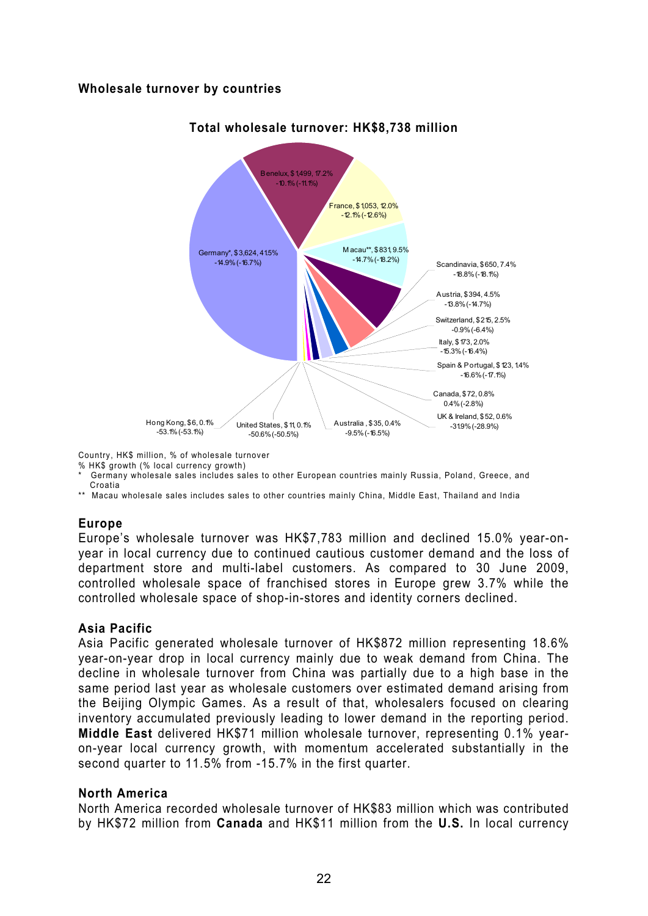**Wholesale turnover by countries**

**Total wholesale turnover: HK$8,738 million**

| Country | HK$ million | % of wholesale turnover | % HK$ growth (% local currency growth) |
|---|---|---|---|
| Germany* | $3,624 | 41.5% | -14.9% (-16.7%) |
| Benelux | $1,499 | 17.2% | -10.1% (-11.1%) |
| France | $1,053 | 12.0% | -12.1% (-12.6%) |
| Macau** | $831 | 9.5% | -14.7% (-18.2%) |
| Scandinavia | $650 | 7.4% | -18.8% (-18.1%) |
| Austria | $394 | 4.5% | -13.8% (-14.7%) |
| Switzerland | $215 | 2.5% | -0.9% (-6.4%) |
| Italy | $173 | 2.0% | -15.3% (-16.4%) |
| Spain & Portugal | $123 | 1.4% | -16.6% (-17.1%) |
| Canada | $72 | 0.8% | 0.4% (-2.8%) |
| UK & Ireland | $52 | 0.6% | -31.9% (-28.9%) |
| Australia | $35 | 0.4% | -9.5% (-16.5%) |
| United States | $11 | 0.1% | -50.6% (-50.5%) |
| Hong Kong | $6 | 0.1% | -53.1% (-53.1%) |

Country, HK$ million, % of wholesale turnover
% HK$ growth (% local currency growth)

\* Germany wholesale sales includes sales to other European countries mainly Russia, Poland, Greece, and Croatia

\*\* Macau wholesale sales includes sales to other countries mainly China, Middle East, Thailand and India

## Europe

Europe's wholesale turnover was HK$7,783 million and declined 15.0% year-on-year in local currency due to continued cautious customer demand and the loss of department store and multi-label customers. As compared to 30 June 2009, controlled wholesale space of franchised stores in Europe grew 3.7% while the controlled wholesale space of shop-in-stores and identity corners declined.

## Asia Pacific

Asia Pacific generated wholesale turnover of HK$872 million representing 18.6% year-on-year drop in local currency mainly due to weak demand from China. The decline in wholesale turnover from China was partially due to a high base in the same period last year as wholesale customers over estimated demand arising from the Beijing Olympic Games. As a result of that, wholesalers focused on clearing inventory accumulated previously leading to lower demand in the reporting period. **Middle East** delivered HK$71 million wholesale turnover, representing 0.1% year-on-year local currency growth, with momentum accelerated substantially in the second quarter to 11.5% from -15.7% in the first quarter.

## North America

North America recorded wholesale turnover of HK$83 million which was contributed by HK$72 million from **Canada** and HK$11 million from the **U.S.** In local currency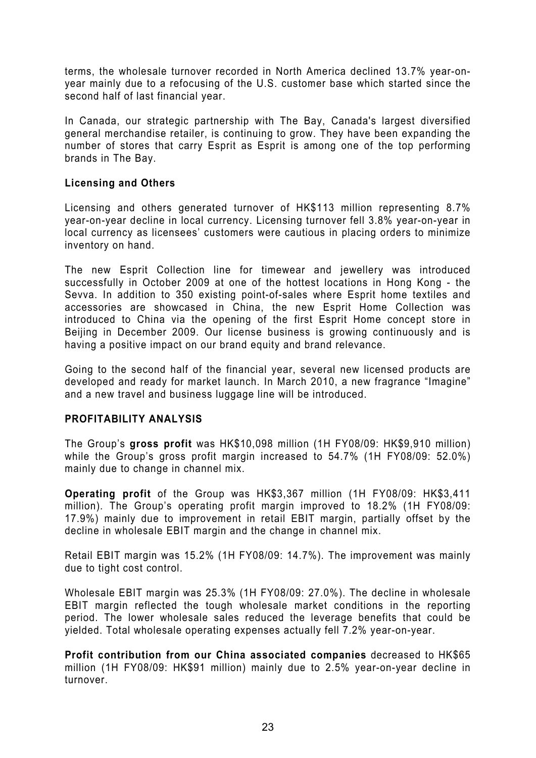terms, the wholesale turnover recorded in North America declined 13.7% year-on-year mainly due to a refocusing of the U.S. customer base which started since the second half of last financial year.

In Canada, our strategic partnership with The Bay, Canada's largest diversified general merchandise retailer, is continuing to grow. They have been expanding the number of stores that carry Esprit as Esprit is among one of the top performing brands in The Bay.

**Licensing and Others**

Licensing and others generated turnover of HK$113 million representing 8.7% year-on-year decline in local currency. Licensing turnover fell 3.8% year-on-year in local currency as licensees' customers were cautious in placing orders to minimize inventory on hand.

The new Esprit Collection line for timewear and jewellery was introduced successfully in October 2009 at one of the hottest locations in Hong Kong - the Sevva. In addition to 350 existing point-of-sales where Esprit home textiles and accessories are showcased in China, the new Esprit Home Collection was introduced to China via the opening of the first Esprit Home concept store in Beijing in December 2009. Our license business is growing continuously and is having a positive impact on our brand equity and brand relevance.

Going to the second half of the financial year, several new licensed products are developed and ready for market launch. In March 2010, a new fragrance "Imagine" and a new travel and business luggage line will be introduced.

**PROFITABILITY ANALYSIS**

The Group's **gross profit** was HK$10,098 million (1H FY08/09: HK$9,910 million) while the Group's gross profit margin increased to 54.7% (1H FY08/09: 52.0%) mainly due to change in channel mix.

**Operating profit** of the Group was HK$3,367 million (1H FY08/09: HK$3,411 million). The Group's operating profit margin improved to 18.2% (1H FY08/09: 17.9%) mainly due to improvement in retail EBIT margin, partially offset by the decline in wholesale EBIT margin and the change in channel mix.

Retail EBIT margin was 15.2% (1H FY08/09: 14.7%). The improvement was mainly due to tight cost control.

Wholesale EBIT margin was 25.3% (1H FY08/09: 27.0%). The decline in wholesale EBIT margin reflected the tough wholesale market conditions in the reporting period. The lower wholesale sales reduced the leverage benefits that could be yielded. Total wholesale operating expenses actually fell 7.2% year-on-year.

**Profit contribution from our China associated companies** decreased to HK$65 million (1H FY08/09: HK$91 million) mainly due to 2.5% year-on-year decline in turnover.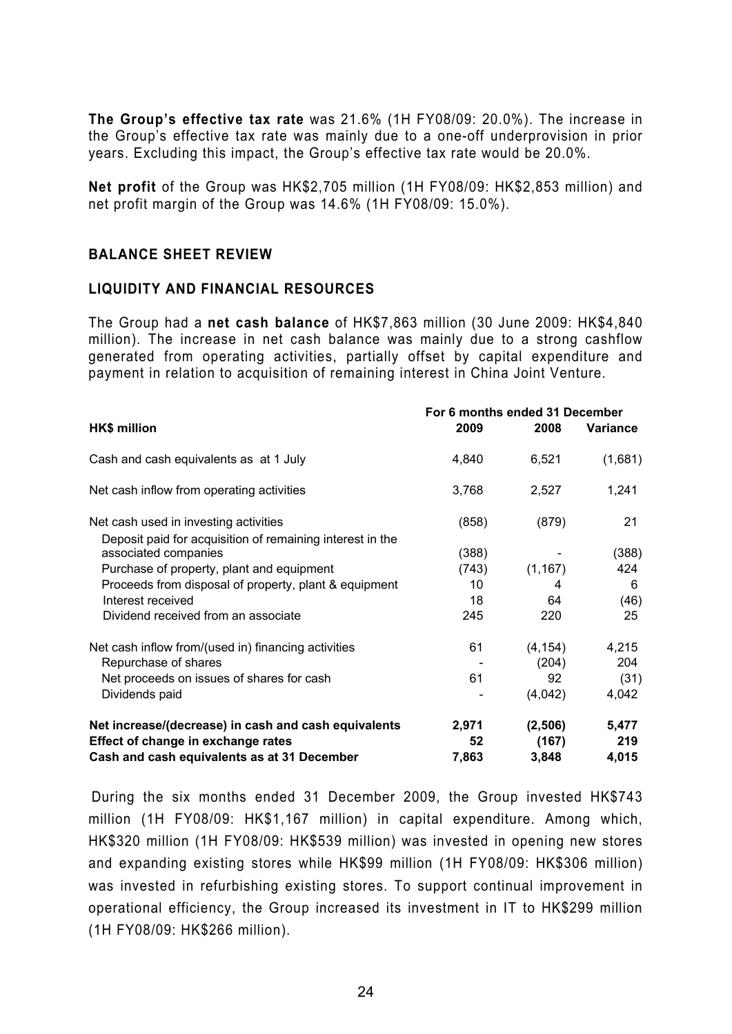**The Group's effective tax rate** was 21.6% (1H FY08/09: 20.0%). The increase in the Group's effective tax rate was mainly due to a one-off underprovision in prior years. Excluding this impact, the Group's effective tax rate would be 20.0%.

**Net profit** of the Group was HK$2,705 million (1H FY08/09: HK$2,853 million) and net profit margin of the Group was 14.6% (1H FY08/09: 15.0%).

## BALANCE SHEET REVIEW

## LIQUIDITY AND FINANCIAL RESOURCES

The Group had a **net cash balance** of HK$7,863 million (30 June 2009: HK$4,840 million). The increase in net cash balance was mainly due to a strong cashflow generated from operating activities, partially offset by capital expenditure and payment in relation to acquisition of remaining interest in China Joint Venture.

| | For 6 months ended 31 December | | |
|---|---|---|---|
| **HK$ million** | **2009** | **2008** | **Variance** |
| Cash and cash equivalents as at 1 July | 4,840 | 6,521 | (1,681) |
| Net cash inflow from operating activities | 3,768 | 2,527 | 1,241 |
| Net cash used in investing activities | (858) | (879) | 21 |
| Deposit paid for acquisition of remaining interest in the associated companies | (388) | - | (388) |
| Purchase of property, plant and equipment | (743) | (1,167) | 424 |
| Proceeds from disposal of property, plant & equipment | 10 | 4 | 6 |
| Interest received | 18 | 64 | (46) |
| Dividend received from an associate | 245 | 220 | 25 |
| Net cash inflow from/(used in) financing activities | 61 | (4,154) | 4,215 |
| Repurchase of shares | - | (204) | 204 |
| Net proceeds on issues of shares for cash | 61 | 92 | (31) |
| Dividends paid | - | (4,042) | 4,042 |
| **Net increase/(decrease) in cash and cash equivalents** | **2,971** | **(2,506)** | **5,477** |
| **Effect of change in exchange rates** | **52** | **(167)** | **219** |
| **Cash and cash equivalents as at 31 December** | **7,863** | **3,848** | **4,015** |

During the six months ended 31 December 2009, the Group invested HK$743 million (1H FY08/09: HK$1,167 million) in capital expenditure. Among which, HK$320 million (1H FY08/09: HK$539 million) was invested in opening new stores and expanding existing stores while HK$99 million (1H FY08/09: HK$306 million) was invested in refurbishing existing stores. To support continual improvement in operational efficiency, the Group increased its investment in IT to HK$299 million (1H FY08/09: HK$266 million).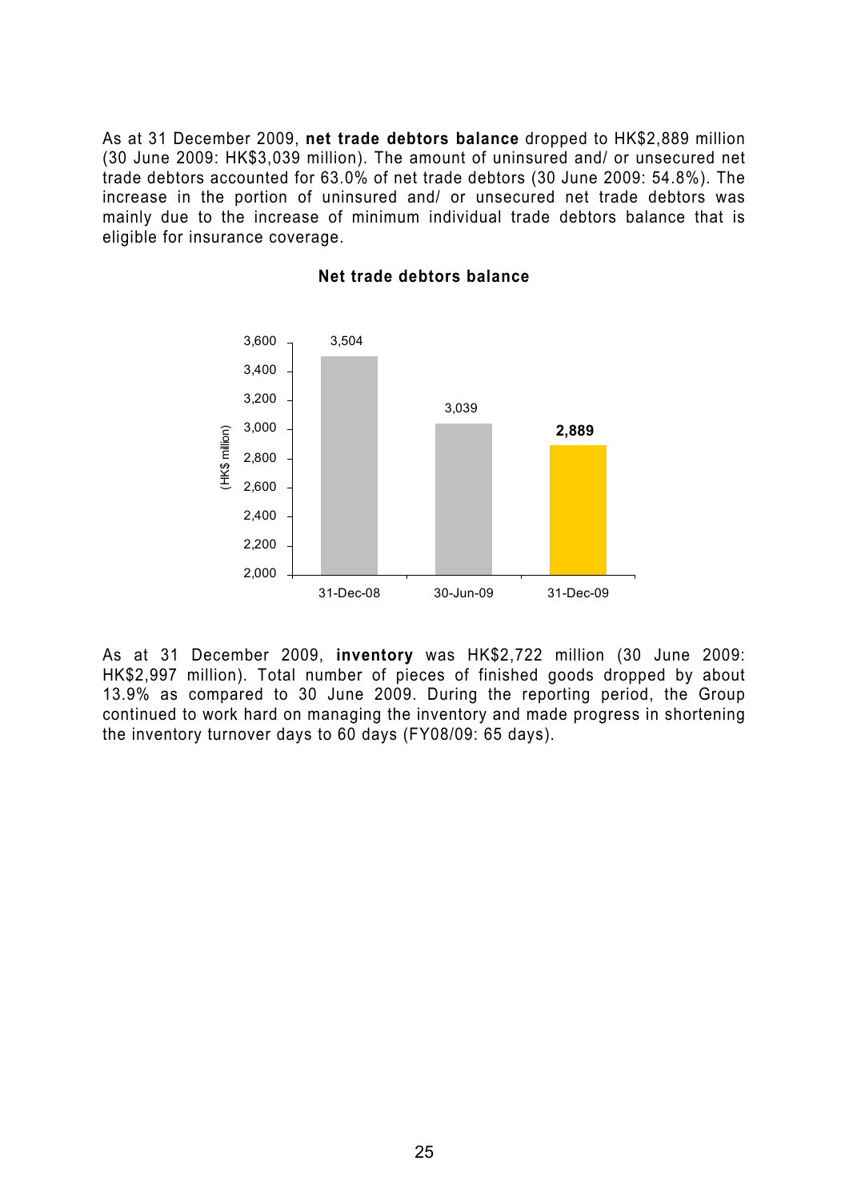As at 31 December 2009, **net trade debtors balance** dropped to HK$2,889 million (30 June 2009: HK$3,039 million). The amount of uninsured and/ or unsecured net trade debtors accounted for 63.0% of net trade debtors (30 June 2009: 54.8%). The increase in the portion of uninsured and/ or unsecured net trade debtors was mainly due to the increase of minimum individual trade debtors balance that is eligible for insurance coverage.

**Net trade debtors balance**

| (HK$ million) | 31-Dec-08 | 30-Jun-09 | 31-Dec-09 |
|---|---|---|---|
| Net trade debtors balance | 3,504 | 3,039 | **2,889** |

As at 31 December 2009, **inventory** was HK$2,722 million (30 June 2009: HK$2,997 million). Total number of pieces of finished goods dropped by about 13.9% as compared to 30 June 2009. During the reporting period, the Group continued to work hard on managing the inventory and made progress in shortening the inventory turnover days to 60 days (FY08/09: 65 days).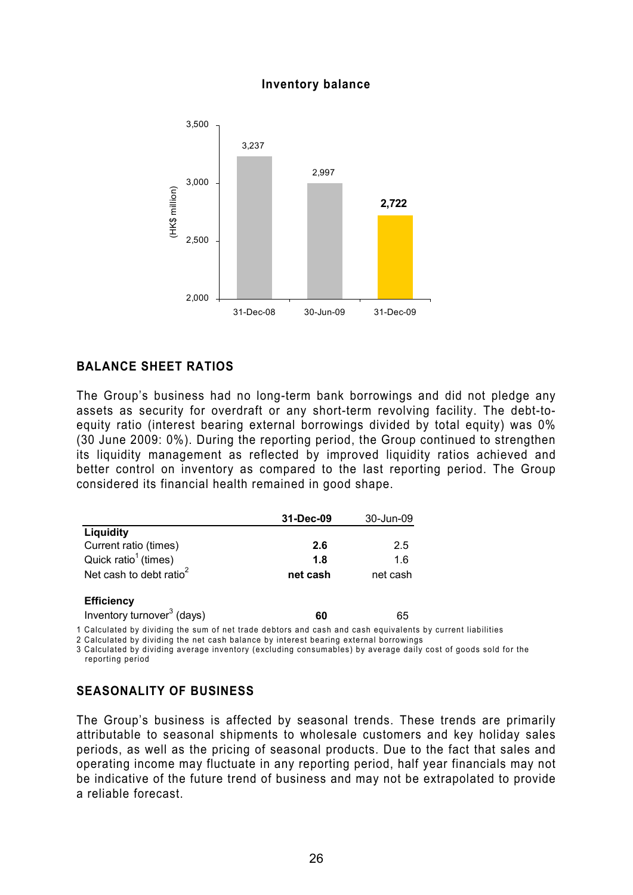**Inventory balance**

| | 31-Dec-08 | 30-Jun-09 | 31-Dec-09 |
|---|---|---|---|
| (HK$ million) | 3,237 | 2,997 | **2,722** |

## BALANCE SHEET RATIOS

The Group's business had no long-term bank borrowings and did not pledge any assets as security for overdraft or any short-term revolving facility. The debt-to-equity ratio (interest bearing external borrowings divided by total equity) was 0% (30 June 2009: 0%). During the reporting period, the Group continued to strengthen its liquidity management as reflected by improved liquidity ratios achieved and better control on inventory as compared to the last reporting period. The Group considered its financial health remained in good shape.

| | **31-Dec-09** | 30-Jun-09 |
|---|---|---|
| **Liquidity** | | |
| Current ratio (times) | **2.6** | 2.5 |
| Quick ratio[1] (times) | **1.8** | 1.6 |
| Net cash to debt ratio[2] | **net cash** | net cash |
| **Efficiency** | | |
| Inventory turnover[3] (days) | **60** | 65 |

1 Calculated by dividing the sum of net trade debtors and cash and cash equivalents by current liabilities
2 Calculated by dividing the net cash balance by interest bearing external borrowings
3 Calculated by dividing average inventory (excluding consumables) by average daily cost of goods sold for the reporting period

## SEASONALITY OF BUSINESS

The Group's business is affected by seasonal trends. These trends are primarily attributable to seasonal shipments to wholesale customers and key holiday sales periods, as well as the pricing of seasonal products. Due to the fact that sales and operating income may fluctuate in any reporting period, half year financials may not be indicative of the future trend of business and may not be extrapolated to provide a reliable forecast.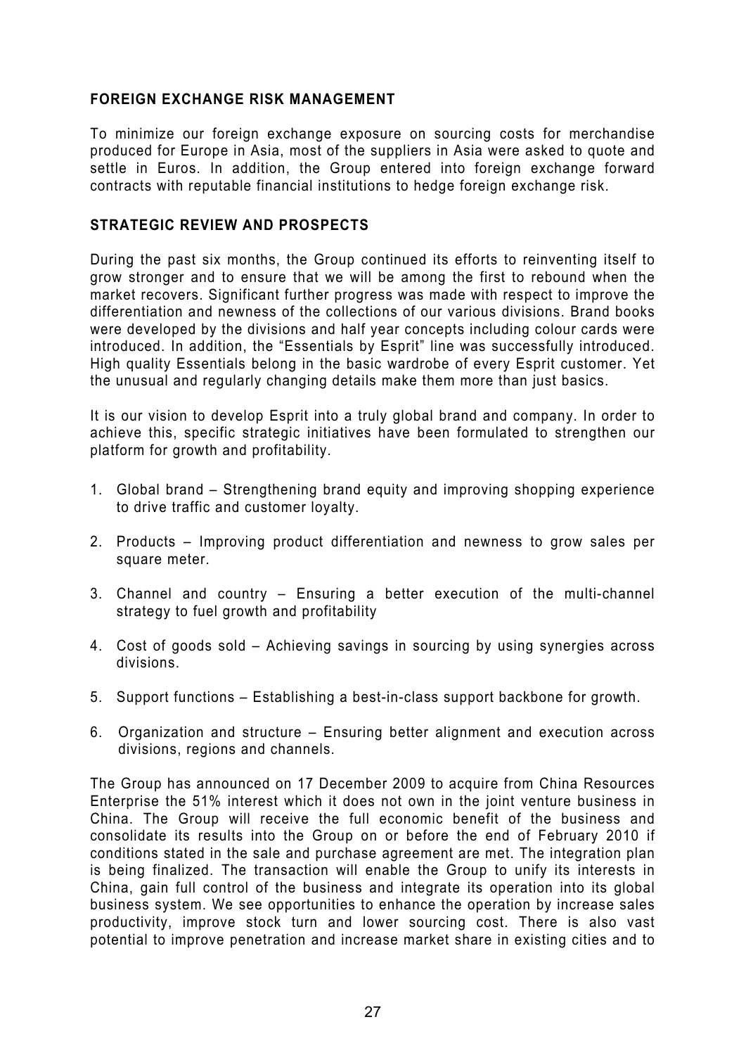## FOREIGN EXCHANGE RISK MANAGEMENT

To minimize our foreign exchange exposure on sourcing costs for merchandise produced for Europe in Asia, most of the suppliers in Asia were asked to quote and settle in Euros. In addition, the Group entered into foreign exchange forward contracts with reputable financial institutions to hedge foreign exchange risk.

## STRATEGIC REVIEW AND PROSPECTS

During the past six months, the Group continued its efforts to reinventing itself to grow stronger and to ensure that we will be among the first to rebound when the market recovers. Significant further progress was made with respect to improve the differentiation and newness of the collections of our various divisions. Brand books were developed by the divisions and half year concepts including colour cards were introduced. In addition, the "Essentials by Esprit" line was successfully introduced. High quality Essentials belong in the basic wardrobe of every Esprit customer. Yet the unusual and regularly changing details make them more than just basics.

It is our vision to develop Esprit into a truly global brand and company. In order to achieve this, specific strategic initiatives have been formulated to strengthen our platform for growth and profitability.

1. Global brand – Strengthening brand equity and improving shopping experience to drive traffic and customer loyalty.

2. Products – Improving product differentiation and newness to grow sales per square meter.

3. Channel and country – Ensuring a better execution of the multi-channel strategy to fuel growth and profitability

4. Cost of goods sold – Achieving savings in sourcing by using synergies across divisions.

5. Support functions – Establishing a best-in-class support backbone for growth.

6. Organization and structure – Ensuring better alignment and execution across divisions, regions and channels.

The Group has announced on 17 December 2009 to acquire from China Resources Enterprise the 51% interest which it does not own in the joint venture business in China. The Group will receive the full economic benefit of the business and consolidate its results into the Group on or before the end of February 2010 if conditions stated in the sale and purchase agreement are met. The integration plan is being finalized. The transaction will enable the Group to unify its interests in China, gain full control of the business and integrate its operation into its global business system. We see opportunities to enhance the operation by increase sales productivity, improve stock turn and lower sourcing cost. There is also vast potential to improve penetration and increase market share in existing cities and to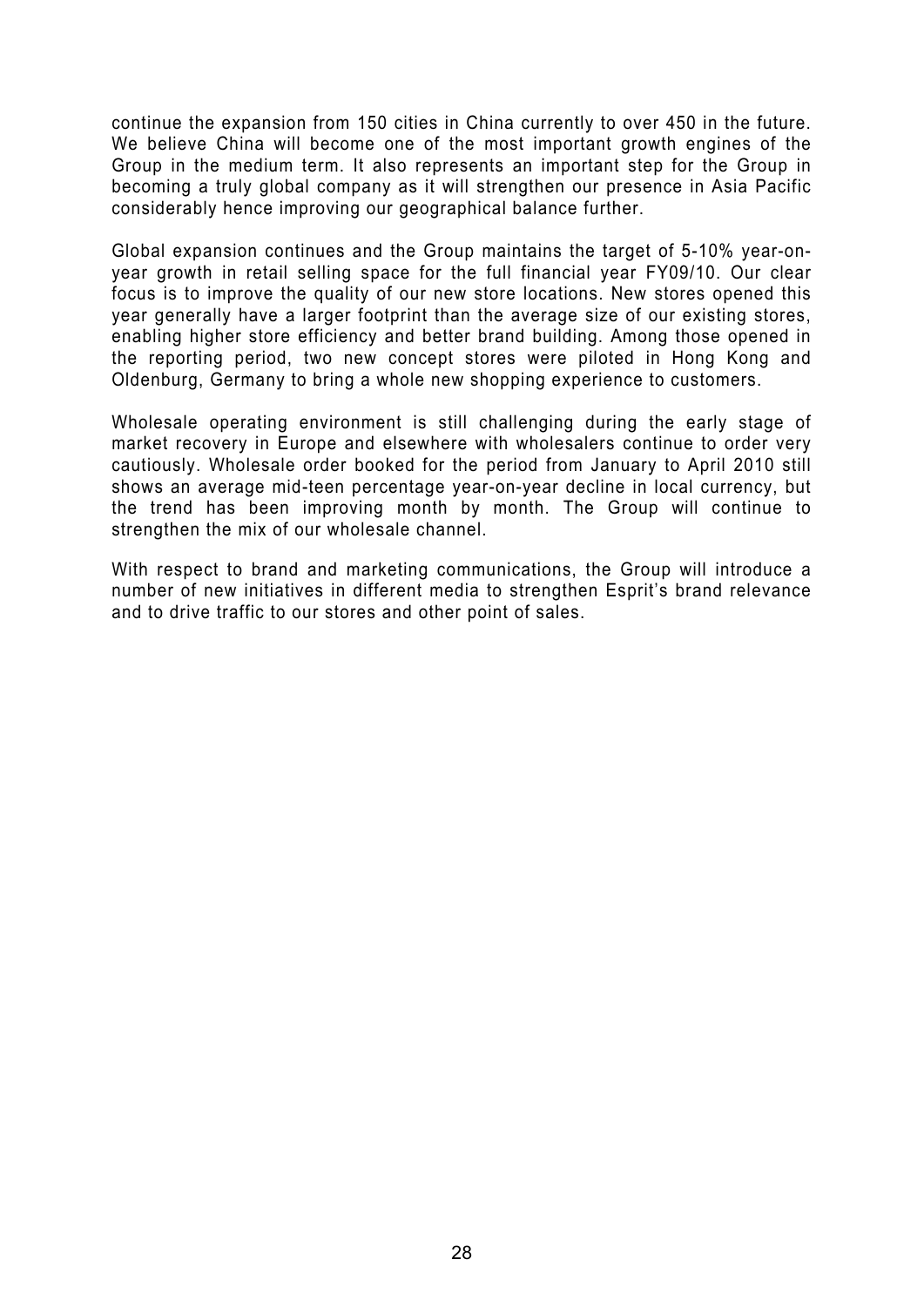continue the expansion from 150 cities in China currently to over 450 in the future. We believe China will become one of the most important growth engines of the Group in the medium term. It also represents an important step for the Group in becoming a truly global company as it will strengthen our presence in Asia Pacific considerably hence improving our geographical balance further.

Global expansion continues and the Group maintains the target of 5-10% year-on-year growth in retail selling space for the full financial year FY09/10. Our clear focus is to improve the quality of our new store locations. New stores opened this year generally have a larger footprint than the average size of our existing stores, enabling higher store efficiency and better brand building. Among those opened in the reporting period, two new concept stores were piloted in Hong Kong and Oldenburg, Germany to bring a whole new shopping experience to customers.

Wholesale operating environment is still challenging during the early stage of market recovery in Europe and elsewhere with wholesalers continue to order very cautiously. Wholesale order booked for the period from January to April 2010 still shows an average mid-teen percentage year-on-year decline in local currency, but the trend has been improving month by month. The Group will continue to strengthen the mix of our wholesale channel.

With respect to brand and marketing communications, the Group will introduce a number of new initiatives in different media to strengthen Esprit's brand relevance and to drive traffic to our stores and other point of sales.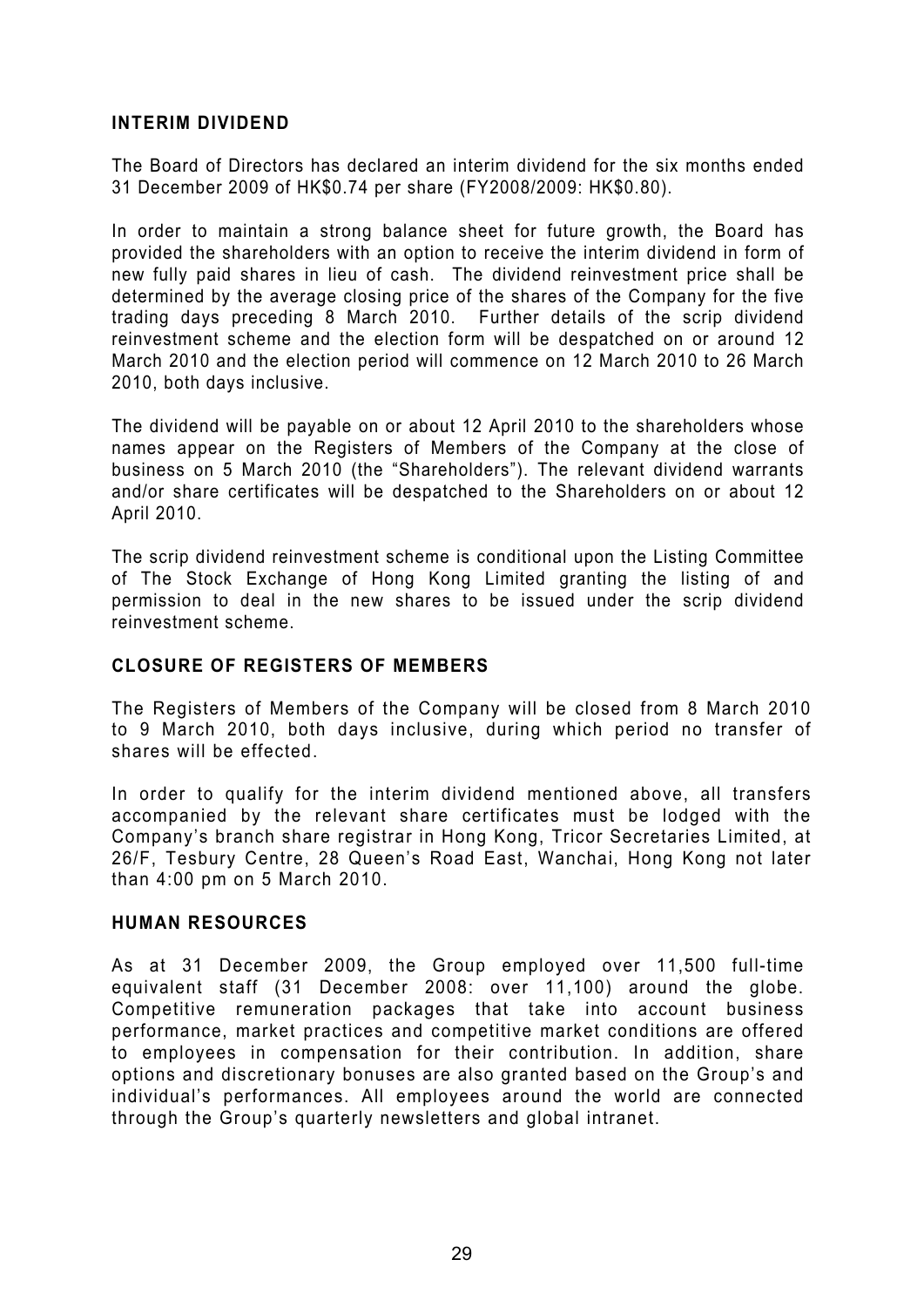## INTERIM DIVIDEND

The Board of Directors has declared an interim dividend for the six months ended 31 December 2009 of HK$0.74 per share (FY2008/2009: HK$0.80).

In order to maintain a strong balance sheet for future growth, the Board has provided the shareholders with an option to receive the interim dividend in form of new fully paid shares in lieu of cash. The dividend reinvestment price shall be determined by the average closing price of the shares of the Company for the five trading days preceding 8 March 2010. Further details of the scrip dividend reinvestment scheme and the election form will be despatched on or around 12 March 2010 and the election period will commence on 12 March 2010 to 26 March 2010, both days inclusive.

The dividend will be payable on or about 12 April 2010 to the shareholders whose names appear on the Registers of Members of the Company at the close of business on 5 March 2010 (the "Shareholders"). The relevant dividend warrants and/or share certificates will be despatched to the Shareholders on or about 12 April 2010.

The scrip dividend reinvestment scheme is conditional upon the Listing Committee of The Stock Exchange of Hong Kong Limited granting the listing of and permission to deal in the new shares to be issued under the scrip dividend reinvestment scheme.

## CLOSURE OF REGISTERS OF MEMBERS

The Registers of Members of the Company will be closed from 8 March 2010 to 9 March 2010, both days inclusive, during which period no transfer of shares will be effected.

In order to qualify for the interim dividend mentioned above, all transfers accompanied by the relevant share certificates must be lodged with the Company's branch share registrar in Hong Kong, Tricor Secretaries Limited, at 26/F, Tesbury Centre, 28 Queen's Road East, Wanchai, Hong Kong not later than 4:00 pm on 5 March 2010.

## HUMAN RESOURCES

As at 31 December 2009, the Group employed over 11,500 full-time equivalent staff (31 December 2008: over 11,100) around the globe. Competitive remuneration packages that take into account business performance, market practices and competitive market conditions are offered to employees in compensation for their contribution. In addition, share options and discretionary bonuses are also granted based on the Group's and individual's performances. All employees around the world are connected through the Group's quarterly newsletters and global intranet.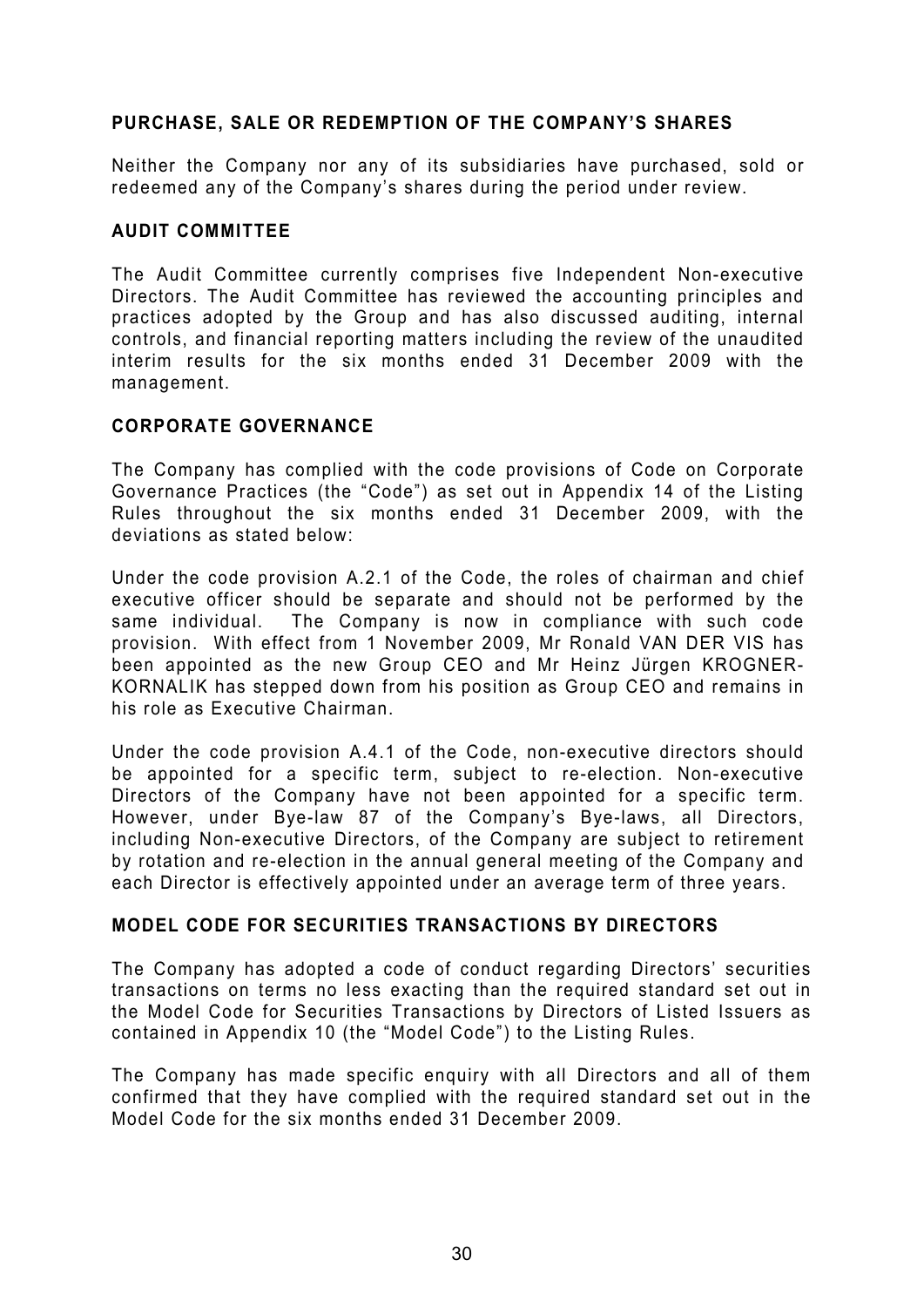## PURCHASE, SALE OR REDEMPTION OF THE COMPANY'S SHARES

Neither the Company nor any of its subsidiaries have purchased, sold or redeemed any of the Company's shares during the period under review.

## AUDIT COMMITTEE

The Audit Committee currently comprises five Independent Non-executive Directors. The Audit Committee has reviewed the accounting principles and practices adopted by the Group and has also discussed auditing, internal controls, and financial reporting matters including the review of the unaudited interim results for the six months ended 31 December 2009 with the management.

## CORPORATE GOVERNANCE

The Company has complied with the code provisions of Code on Corporate Governance Practices (the "Code") as set out in Appendix 14 of the Listing Rules throughout the six months ended 31 December 2009, with the deviations as stated below:

Under the code provision A.2.1 of the Code, the roles of chairman and chief executive officer should be separate and should not be performed by the same individual. The Company is now in compliance with such code provision. With effect from 1 November 2009, Mr Ronald VAN DER VIS has been appointed as the new Group CEO and Mr Heinz Jürgen KROGNER-KORNALIK has stepped down from his position as Group CEO and remains in his role as Executive Chairman.

Under the code provision A.4.1 of the Code, non-executive directors should be appointed for a specific term, subject to re-election. Non-executive Directors of the Company have not been appointed for a specific term. However, under Bye-law 87 of the Company's Bye-laws, all Directors, including Non-executive Directors, of the Company are subject to retirement by rotation and re-election in the annual general meeting of the Company and each Director is effectively appointed under an average term of three years.

## MODEL CODE FOR SECURITIES TRANSACTIONS BY DIRECTORS

The Company has adopted a code of conduct regarding Directors' securities transactions on terms no less exacting than the required standard set out in the Model Code for Securities Transactions by Directors of Listed Issuers as contained in Appendix 10 (the "Model Code") to the Listing Rules.

The Company has made specific enquiry with all Directors and all of them confirmed that they have complied with the required standard set out in the Model Code for the six months ended 31 December 2009.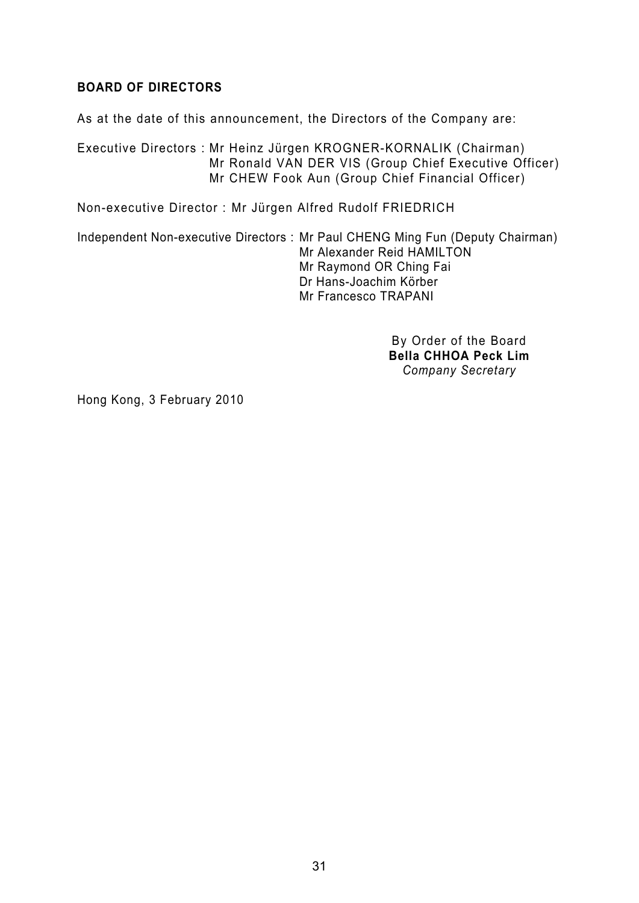**BOARD OF DIRECTORS**

As at the date of this announcement, the Directors of the Company are:

Executive Directors : Mr Heinz Jürgen KROGNER-KORNALIK (Chairman)
Mr Ronald VAN DER VIS (Group Chief Executive Officer)
Mr CHEW Fook Aun (Group Chief Financial Officer)

Non-executive Director : Mr Jürgen Alfred Rudolf FRIEDRICH

Independent Non-executive Directors : Mr Paul CHENG Ming Fun (Deputy Chairman)
Mr Alexander Reid HAMILTON
Mr Raymond OR Ching Fai
Dr Hans-Joachim Körber
Mr Francesco TRAPANI

By Order of the Board
**Bella CHHOA Peck Lim**
*Company Secretary*

Hong Kong, 3 February 2010